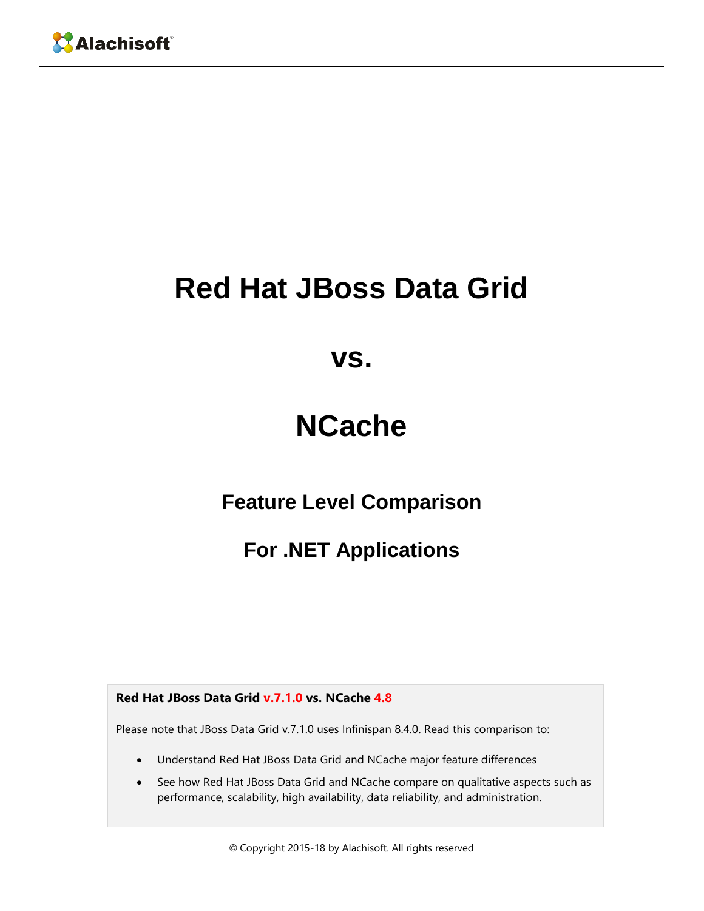Alachisoft

# Red Hat JBoss Data Grid

# vs.

# NCache

## Feature Level Comparison

## For .NET Applications

**Red Hat JBoss Data Grid v.7.1.0 vs. NCache 4.8**

Please note that JBoss Data Grid v.7.1.0 uses Infinispan 8.4.0. Read this comparison to:

- Understand Red Hat JBoss Data Grid and NCache major feature differences
- See how Red Hat JBoss Data Grid and NCache compare on qualitative aspects such as performance, scalability, high availability, data reliability, and administration.

© Copyright 2015-18 by Alachisoft. All rights reserved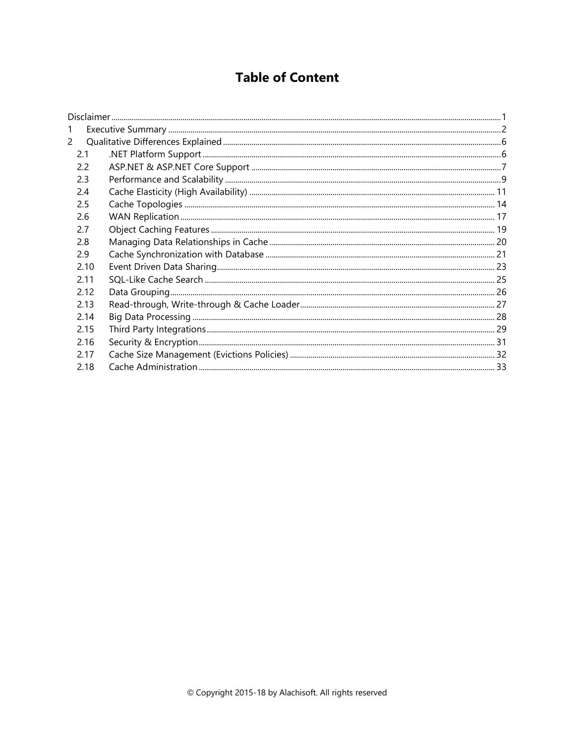# Table of Content

- Disclaimer ..... 1
- 1 Executive Summary ..... 2
- 2 Qualitative Differences Explained ..... 6
  - 2.1 .NET Platform Support ..... 6
  - 2.2 ASP.NET & ASP.NET Core Support ..... 7
  - 2.3 Performance and Scalability ..... 9
  - 2.4 Cache Elasticity (High Availability) ..... 11
  - 2.5 Cache Topologies ..... 14
  - 2.6 WAN Replication ..... 17
  - 2.7 Object Caching Features ..... 19
  - 2.8 Managing Data Relationships in Cache ..... 20
  - 2.9 Cache Synchronization with Database ..... 21
  - 2.10 Event Driven Data Sharing ..... 23
  - 2.11 SQL-Like Cache Search ..... 25
  - 2.12 Data Grouping ..... 26
  - 2.13 Read-through, Write-through & Cache Loader ..... 27
  - 2.14 Big Data Processing ..... 28
  - 2.15 Third Party Integrations ..... 29
  - 2.16 Security & Encryption ..... 31
  - 2.17 Cache Size Management (Evictions Policies) ..... 32
  - 2.18 Cache Administration ..... 33

© Copyright 2015-18 by Alachisoft. All rights reserved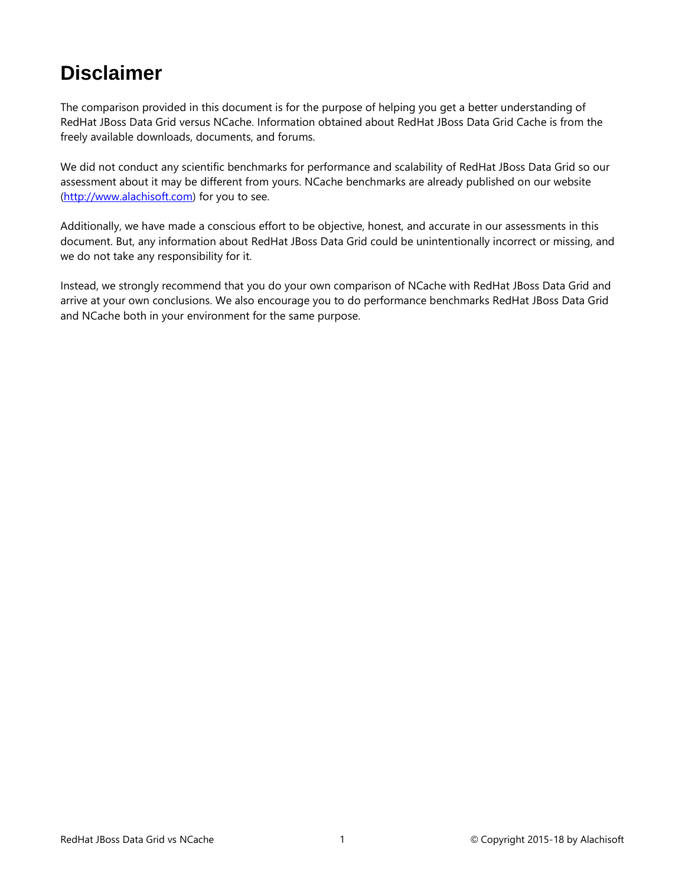# Disclaimer

The comparison provided in this document is for the purpose of helping you get a better understanding of RedHat JBoss Data Grid versus NCache. Information obtained about RedHat JBoss Data Grid Cache is from the freely available downloads, documents, and forums.

We did not conduct any scientific benchmarks for performance and scalability of RedHat JBoss Data Grid so our assessment about it may be different from yours. NCache benchmarks are already published on our website (http://www.alachisoft.com) for you to see.

Additionally, we have made a conscious effort to be objective, honest, and accurate in our assessments in this document. But, any information about RedHat JBoss Data Grid could be unintentionally incorrect or missing, and we do not take any responsibility for it.

Instead, we strongly recommend that you do your own comparison of NCache with RedHat JBoss Data Grid and arrive at your own conclusions. We also encourage you to do performance benchmarks RedHat JBoss Data Grid and NCache both in your environment for the same purpose.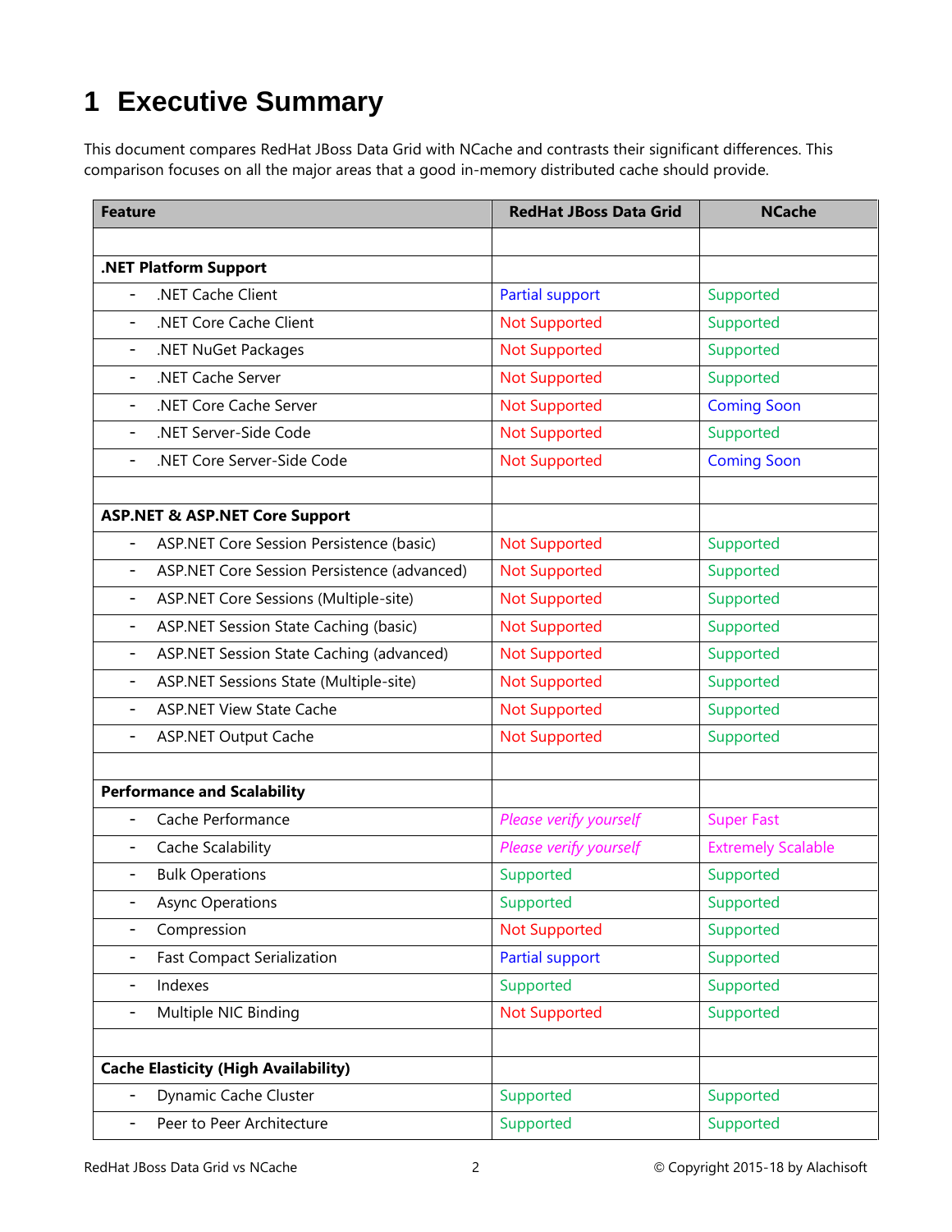# 1 Executive Summary

This document compares RedHat JBoss Data Grid with NCache and contrasts their significant differences. This comparison focuses on all the major areas that a good in-memory distributed cache should provide.

| Feature | RedHat JBoss Data Grid | NCache |
|---|---|---|
| | | |
| **.NET Platform Support** | | |
| - .NET Cache Client | Partial support | Supported |
| - .NET Core Cache Client | Not Supported | Supported |
| - .NET NuGet Packages | Not Supported | Supported |
| - .NET Cache Server | Not Supported | Supported |
| - .NET Core Cache Server | Not Supported | Coming Soon |
| - .NET Server-Side Code | Not Supported | Supported |
| - .NET Core Server-Side Code | Not Supported | Coming Soon |
| | | |
| **ASP.NET & ASP.NET Core Support** | | |
| - ASP.NET Core Session Persistence (basic) | Not Supported | Supported |
| - ASP.NET Core Session Persistence (advanced) | Not Supported | Supported |
| - ASP.NET Core Sessions (Multiple-site) | Not Supported | Supported |
| - ASP.NET Session State Caching (basic) | Not Supported | Supported |
| - ASP.NET Session State Caching (advanced) | Not Supported | Supported |
| - ASP.NET Sessions State (Multiple-site) | Not Supported | Supported |
| - ASP.NET View State Cache | Not Supported | Supported |
| - ASP.NET Output Cache | Not Supported | Supported |
| | | |
| **Performance and Scalability** | | |
| - Cache Performance | *Please verify yourself* | Super Fast |
| - Cache Scalability | *Please verify yourself* | Extremely Scalable |
| - Bulk Operations | Supported | Supported |
| - Async Operations | Supported | Supported |
| - Compression | Not Supported | Supported |
| - Fast Compact Serialization | Partial support | Supported |
| - Indexes | Supported | Supported |
| - Multiple NIC Binding | Not Supported | Supported |
| | | |
| **Cache Elasticity (High Availability)** | | |
| - Dynamic Cache Cluster | Supported | Supported |
| - Peer to Peer Architecture | Supported | Supported |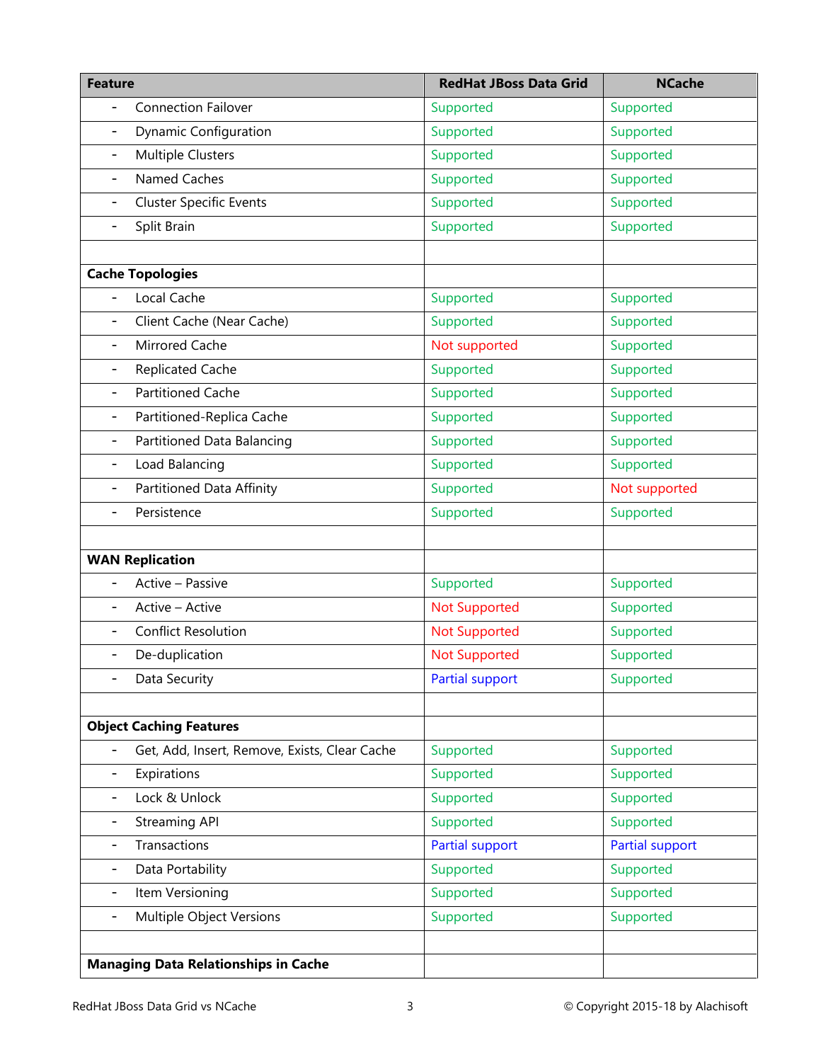| Feature | RedHat JBoss Data Grid | NCache |
|---|---|---|
| - Connection Failover | Supported | Supported |
| - Dynamic Configuration | Supported | Supported |
| - Multiple Clusters | Supported | Supported |
| - Named Caches | Supported | Supported |
| - Cluster Specific Events | Supported | Supported |
| - Split Brain | Supported | Supported |
| | | |
| **Cache Topologies** | | |
| - Local Cache | Supported | Supported |
| - Client Cache (Near Cache) | Supported | Supported |
| - Mirrored Cache | Not supported | Supported |
| - Replicated Cache | Supported | Supported |
| - Partitioned Cache | Supported | Supported |
| - Partitioned-Replica Cache | Supported | Supported |
| - Partitioned Data Balancing | Supported | Supported |
| - Load Balancing | Supported | Supported |
| - Partitioned Data Affinity | Supported | Not supported |
| - Persistence | Supported | Supported |
| | | |
| **WAN Replication** | | |
| - Active – Passive | Supported | Supported |
| - Active – Active | Not Supported | Supported |
| - Conflict Resolution | Not Supported | Supported |
| - De-duplication | Not Supported | Supported |
| - Data Security | Partial support | Supported |
| | | |
| **Object Caching Features** | | |
| - Get, Add, Insert, Remove, Exists, Clear Cache | Supported | Supported |
| - Expirations | Supported | Supported |
| - Lock & Unlock | Supported | Supported |
| - Streaming API | Supported | Supported |
| - Transactions | Partial support | Partial support |
| - Data Portability | Supported | Supported |
| - Item Versioning | Supported | Supported |
| - Multiple Object Versions | Supported | Supported |
| | | |
| **Managing Data Relationships in Cache** | | |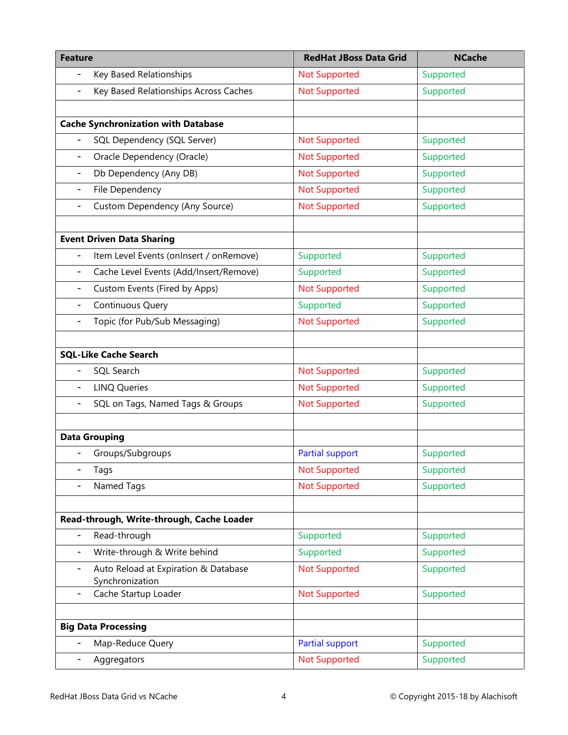| Feature | RedHat JBoss Data Grid | NCache |
|---|---|---|
| - Key Based Relationships | Not Supported | Supported |
| - Key Based Relationships Across Caches | Not Supported | Supported |
| | | |
| **Cache Synchronization with Database** | | |
| - SQL Dependency (SQL Server) | Not Supported | Supported |
| - Oracle Dependency (Oracle) | Not Supported | Supported |
| - Db Dependency (Any DB) | Not Supported | Supported |
| - File Dependency | Not Supported | Supported |
| - Custom Dependency (Any Source) | Not Supported | Supported |
| | | |
| **Event Driven Data Sharing** | | |
| - Item Level Events (onInsert / onRemove) | Supported | Supported |
| - Cache Level Events (Add/Insert/Remove) | Supported | Supported |
| - Custom Events (Fired by Apps) | Not Supported | Supported |
| - Continuous Query | Supported | Supported |
| - Topic (for Pub/Sub Messaging) | Not Supported | Supported |
| | | |
| **SQL-Like Cache Search** | | |
| - SQL Search | Not Supported | Supported |
| - LINQ Queries | Not Supported | Supported |
| - SQL on Tags, Named Tags & Groups | Not Supported | Supported |
| | | |
| **Data Grouping** | | |
| - Groups/Subgroups | Partial support | Supported |
| - Tags | Not Supported | Supported |
| - Named Tags | Not Supported | Supported |
| | | |
| **Read-through, Write-through, Cache Loader** | | |
| - Read-through | Supported | Supported |
| - Write-through & Write behind | Supported | Supported |
| - Auto Reload at Expiration & Database Synchronization | Not Supported | Supported |
| - Cache Startup Loader | Not Supported | Supported |
| | | |
| **Big Data Processing** | | |
| - Map-Reduce Query | Partial support | Supported |
| - Aggregators | Not Supported | Supported |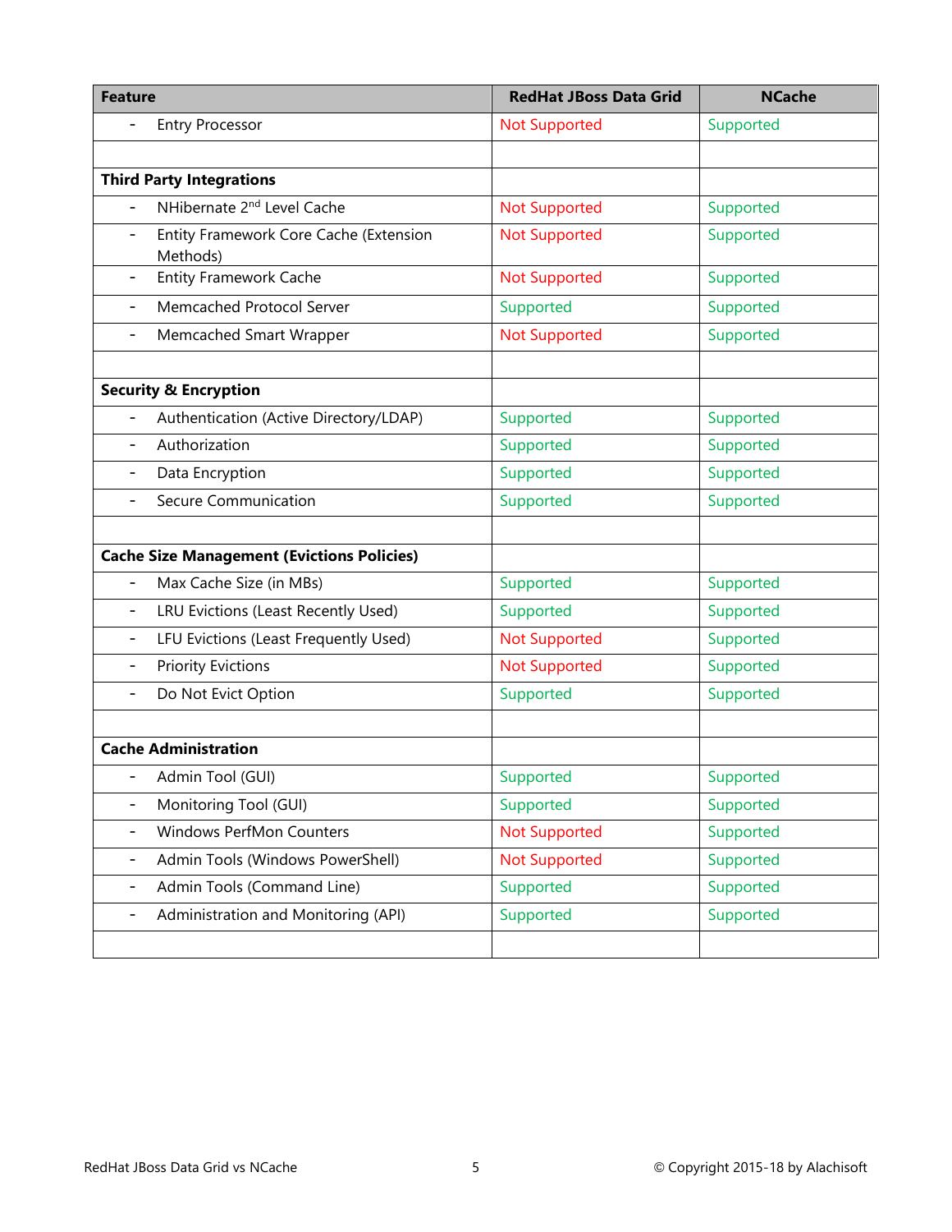| Feature | RedHat JBoss Data Grid | NCache |
|---|---|---|
| - Entry Processor | Not Supported | Supported |
| | | |
| **Third Party Integrations** | | |
| - NHibernate 2nd Level Cache | Not Supported | Supported |
| - Entity Framework Core Cache (Extension Methods) | Not Supported | Supported |
| - Entity Framework Cache | Not Supported | Supported |
| - Memcached Protocol Server | Supported | Supported |
| - Memcached Smart Wrapper | Not Supported | Supported |
| | | |
| **Security & Encryption** | | |
| - Authentication (Active Directory/LDAP) | Supported | Supported |
| - Authorization | Supported | Supported |
| - Data Encryption | Supported | Supported |
| - Secure Communication | Supported | Supported |
| | | |
| **Cache Size Management (Evictions Policies)** | | |
| - Max Cache Size (in MBs) | Supported | Supported |
| - LRU Evictions (Least Recently Used) | Supported | Supported |
| - LFU Evictions (Least Frequently Used) | Not Supported | Supported |
| - Priority Evictions | Not Supported | Supported |
| - Do Not Evict Option | Supported | Supported |
| | | |
| **Cache Administration** | | |
| - Admin Tool (GUI) | Supported | Supported |
| - Monitoring Tool (GUI) | Supported | Supported |
| - Windows PerfMon Counters | Not Supported | Supported |
| - Admin Tools (Windows PowerShell) | Not Supported | Supported |
| - Admin Tools (Command Line) | Supported | Supported |
| - Administration and Monitoring (API) | Supported | Supported |
| | | |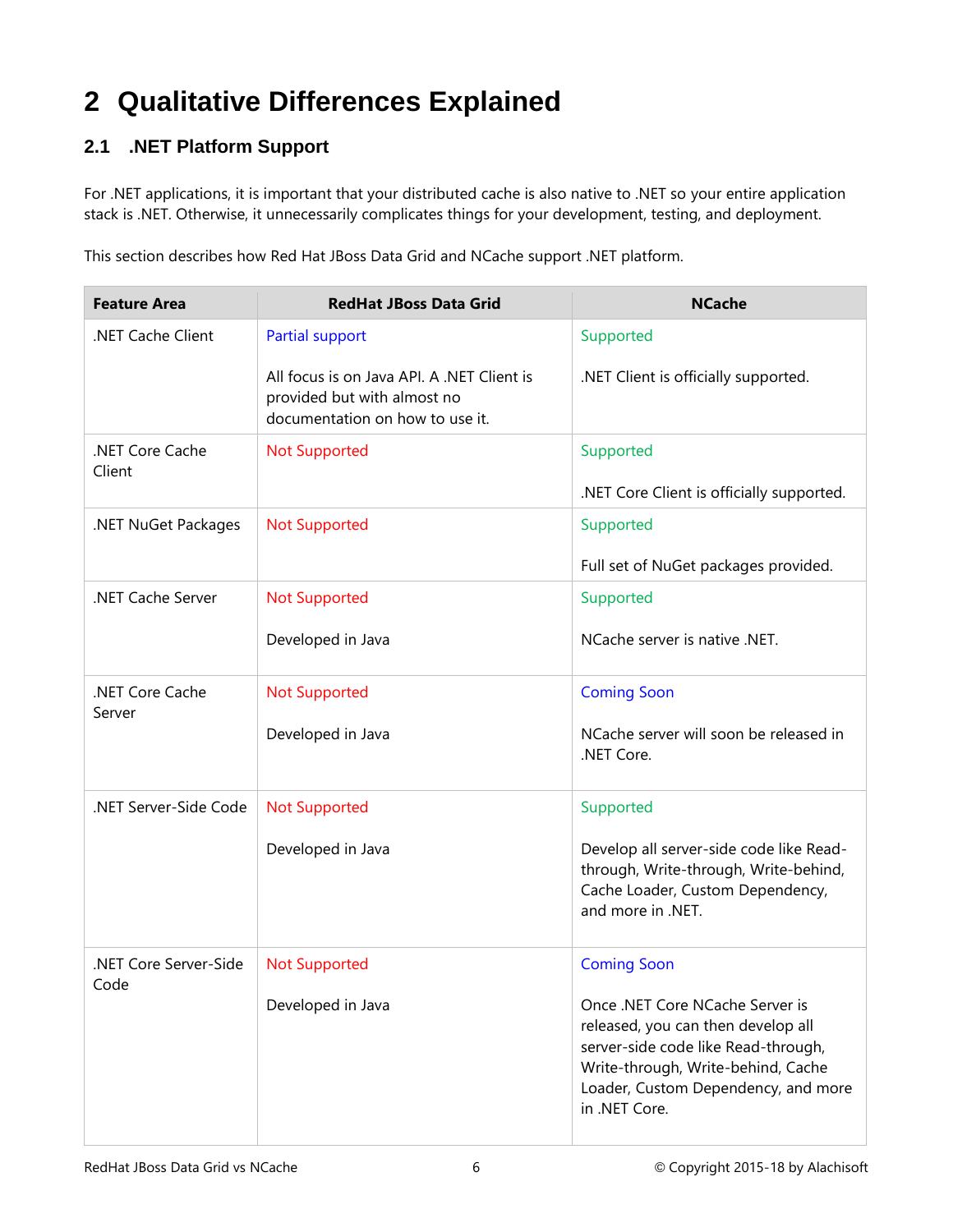# 2 Qualitative Differences Explained

## 2.1 .NET Platform Support

For .NET applications, it is important that your distributed cache is also native to .NET so your entire application stack is .NET. Otherwise, it unnecessarily complicates things for your development, testing, and deployment.

This section describes how Red Hat JBoss Data Grid and NCache support .NET platform.

| Feature Area | RedHat JBoss Data Grid | NCache |
|---|---|---|
| .NET Cache Client | Partial support<br><br>All focus is on Java API. A .NET Client is provided but with almost no documentation on how to use it. | Supported<br><br>.NET Client is officially supported. |
| .NET Core Cache Client | Not Supported | Supported<br><br>.NET Core Client is officially supported. |
| .NET NuGet Packages | Not Supported | Supported<br><br>Full set of NuGet packages provided. |
| .NET Cache Server | Not Supported<br><br>Developed in Java | Supported<br><br>NCache server is native .NET. |
| .NET Core Cache Server | Not Supported<br><br>Developed in Java | Coming Soon<br><br>NCache server will soon be released in .NET Core. |
| .NET Server-Side Code | Not Supported<br><br>Developed in Java | Supported<br><br>Develop all server-side code like Read-through, Write-through, Write-behind, Cache Loader, Custom Dependency, and more in .NET. |
| .NET Core Server-Side Code | Not Supported<br><br>Developed in Java | Coming Soon<br><br>Once .NET Core NCache Server is released, you can then develop all server-side code like Read-through, Write-through, Write-behind, Cache Loader, Custom Dependency, and more in .NET Core. |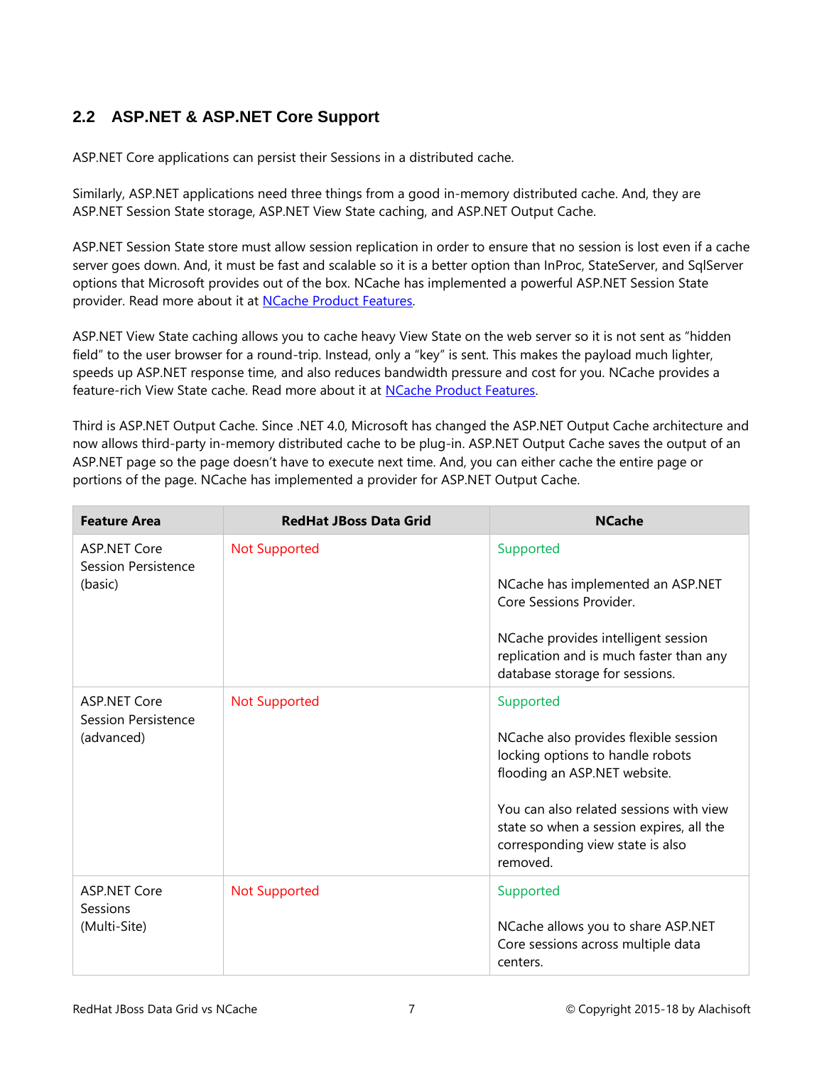## 2.2 ASP.NET & ASP.NET Core Support

ASP.NET Core applications can persist their Sessions in a distributed cache.

Similarly, ASP.NET applications need three things from a good in-memory distributed cache. And, they are ASP.NET Session State storage, ASP.NET View State caching, and ASP.NET Output Cache.

ASP.NET Session State store must allow session replication in order to ensure that no session is lost even if a cache server goes down. And, it must be fast and scalable so it is a better option than InProc, StateServer, and SqlServer options that Microsoft provides out of the box. NCache has implemented a powerful ASP.NET Session State provider. Read more about it at [NCache Product Features](#).

ASP.NET View State caching allows you to cache heavy View State on the web server so it is not sent as "hidden field" to the user browser for a round-trip. Instead, only a "key" is sent. This makes the payload much lighter, speeds up ASP.NET response time, and also reduces bandwidth pressure and cost for you. NCache provides a feature-rich View State cache. Read more about it at [NCache Product Features](#).

Third is ASP.NET Output Cache. Since .NET 4.0, Microsoft has changed the ASP.NET Output Cache architecture and now allows third-party in-memory distributed cache to be plug-in. ASP.NET Output Cache saves the output of an ASP.NET page so the page doesn't have to execute next time. And, you can either cache the entire page or portions of the page. NCache has implemented a provider for ASP.NET Output Cache.

| Feature Area | RedHat JBoss Data Grid | NCache |
|---|---|---|
| ASP.NET Core Session Persistence (basic) | Not Supported | Supported<br><br>NCache has implemented an ASP.NET Core Sessions Provider.<br><br>NCache provides intelligent session replication and is much faster than any database storage for sessions. |
| ASP.NET Core Session Persistence (advanced) | Not Supported | Supported<br><br>NCache also provides flexible session locking options to handle robots flooding an ASP.NET website.<br><br>You can also related sessions with view state so when a session expires, all the corresponding view state is also removed. |
| ASP.NET Core Sessions (Multi-Site) | Not Supported | Supported<br><br>NCache allows you to share ASP.NET Core sessions across multiple data centers. |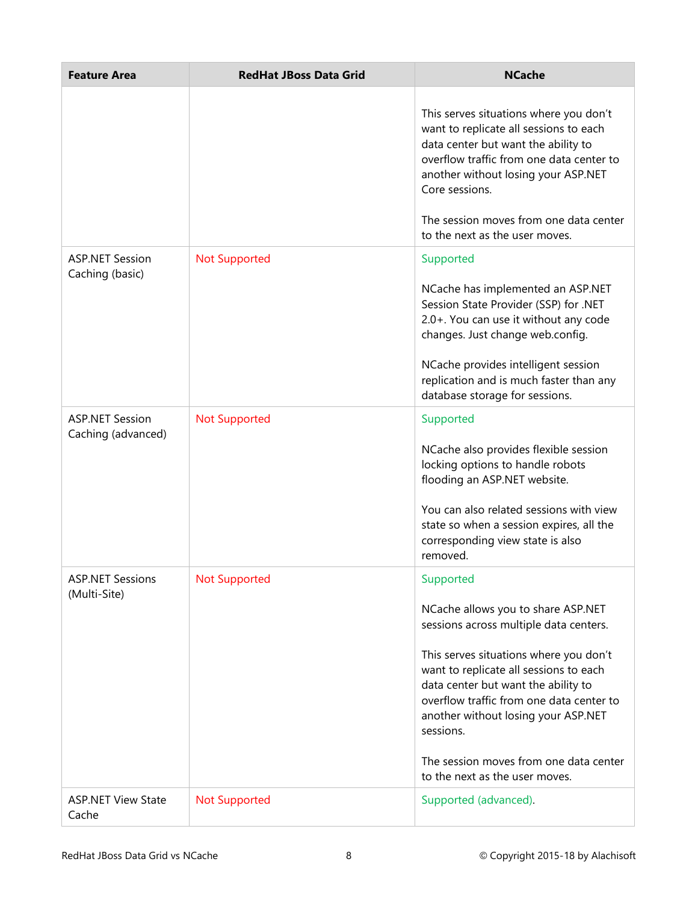| Feature Area | RedHat JBoss Data Grid | NCache |
|---|---|---|
| | | This serves situations where you don't want to replicate all sessions to each data center but want the ability to overflow traffic from one data center to another without losing your ASP.NET Core sessions.<br><br>The session moves from one data center to the next as the user moves. |
| ASP.NET Session Caching (basic) | Not Supported | Supported<br><br>NCache has implemented an ASP.NET Session State Provider (SSP) for .NET 2.0+. You can use it without any code changes. Just change web.config.<br><br>NCache provides intelligent session replication and is much faster than any database storage for sessions. |
| ASP.NET Session Caching (advanced) | Not Supported | Supported<br><br>NCache also provides flexible session locking options to handle robots flooding an ASP.NET website.<br><br>You can also related sessions with view state so when a session expires, all the corresponding view state is also removed. |
| ASP.NET Sessions (Multi-Site) | Not Supported | Supported<br><br>NCache allows you to share ASP.NET sessions across multiple data centers.<br><br>This serves situations where you don't want to replicate all sessions to each data center but want the ability to overflow traffic from one data center to another without losing your ASP.NET sessions.<br><br>The session moves from one data center to the next as the user moves. |
| ASP.NET View State Cache | Not Supported | Supported (advanced). |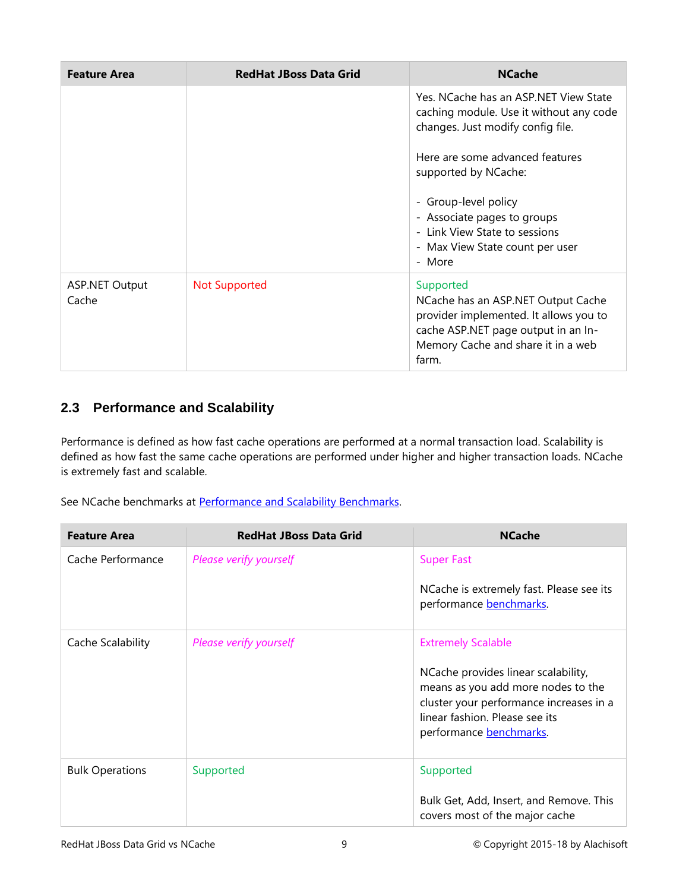| Feature Area | RedHat JBoss Data Grid | NCache |
|---|---|---|
| | | Yes. NCache has an ASP.NET View State caching module. Use it without any code changes. Just modify config file.<br><br>Here are some advanced features supported by NCache:<br><br>- Group-level policy<br>- Associate pages to groups<br>- Link View State to sessions<br>- Max View State count per user<br>- More |
| ASP.NET Output Cache | Not Supported | Supported<br>NCache has an ASP.NET Output Cache provider implemented. It allows you to cache ASP.NET page output in an In-Memory Cache and share it in a web farm. |

## 2.3 Performance and Scalability

Performance is defined as how fast cache operations are performed at a normal transaction load. Scalability is defined as how fast the same cache operations are performed under higher and higher transaction loads. NCache is extremely fast and scalable.

See NCache benchmarks at Performance and Scalability Benchmarks.

| Feature Area | RedHat JBoss Data Grid | NCache |
|---|---|---|
| Cache Performance | *Please verify yourself* | Super Fast<br><br>NCache is extremely fast. Please see its performance benchmarks. |
| Cache Scalability | *Please verify yourself* | Extremely Scalable<br><br>NCache provides linear scalability, means as you add more nodes to the cluster your performance increases in a linear fashion. Please see its performance benchmarks. |
| Bulk Operations | Supported | Supported<br><br>Bulk Get, Add, Insert, and Remove. This covers most of the major cache |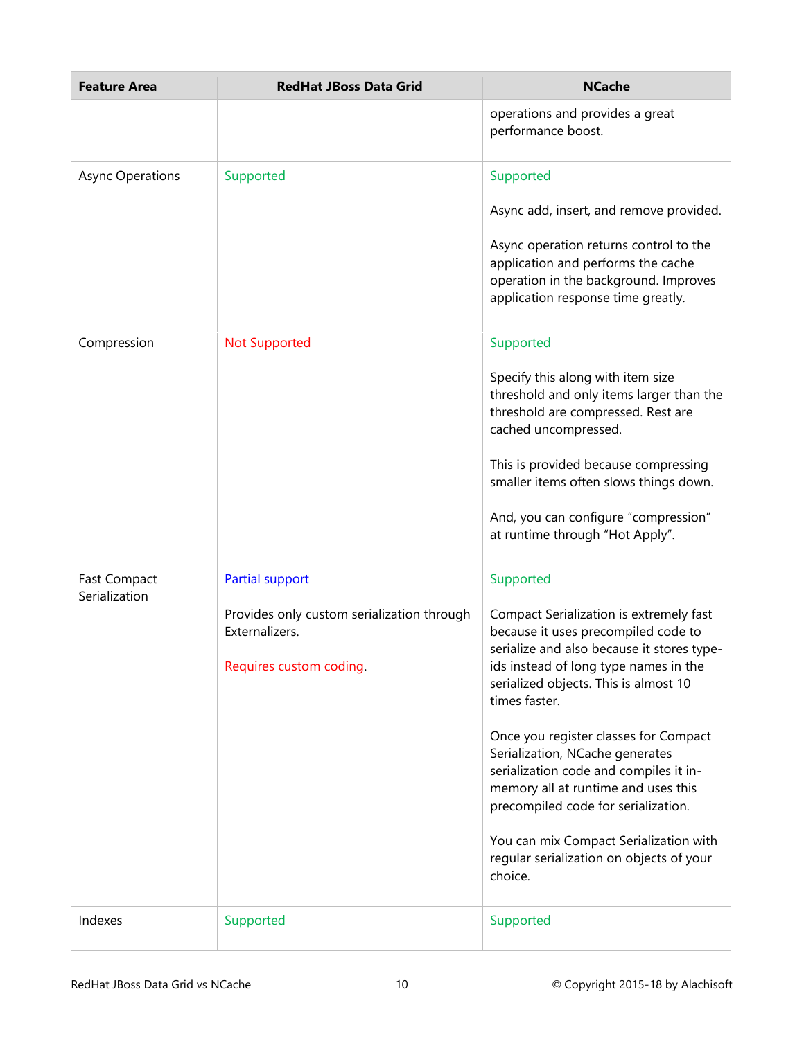| Feature Area | RedHat JBoss Data Grid | NCache |
|---|---|---|
| | | operations and provides a great performance boost. |
| Async Operations | Supported | Supported<br><br>Async add, insert, and remove provided.<br><br>Async operation returns control to the application and performs the cache operation in the background. Improves application response time greatly. |
| Compression | Not Supported | Supported<br><br>Specify this along with item size threshold and only items larger than the threshold are compressed. Rest are cached uncompressed.<br><br>This is provided because compressing smaller items often slows things down.<br><br>And, you can configure "compression" at runtime through "Hot Apply". |
| Fast Compact Serialization | Partial support<br><br>Provides only custom serialization through Externalizers.<br><br>Requires custom coding. | Supported<br><br>Compact Serialization is extremely fast because it uses precompiled code to serialize and also because it stores type-ids instead of long type names in the serialized objects. This is almost 10 times faster.<br><br>Once you register classes for Compact Serialization, NCache generates serialization code and compiles it in-memory all at runtime and uses this precompiled code for serialization.<br><br>You can mix Compact Serialization with regular serialization on objects of your choice. |
| Indexes | Supported | Supported |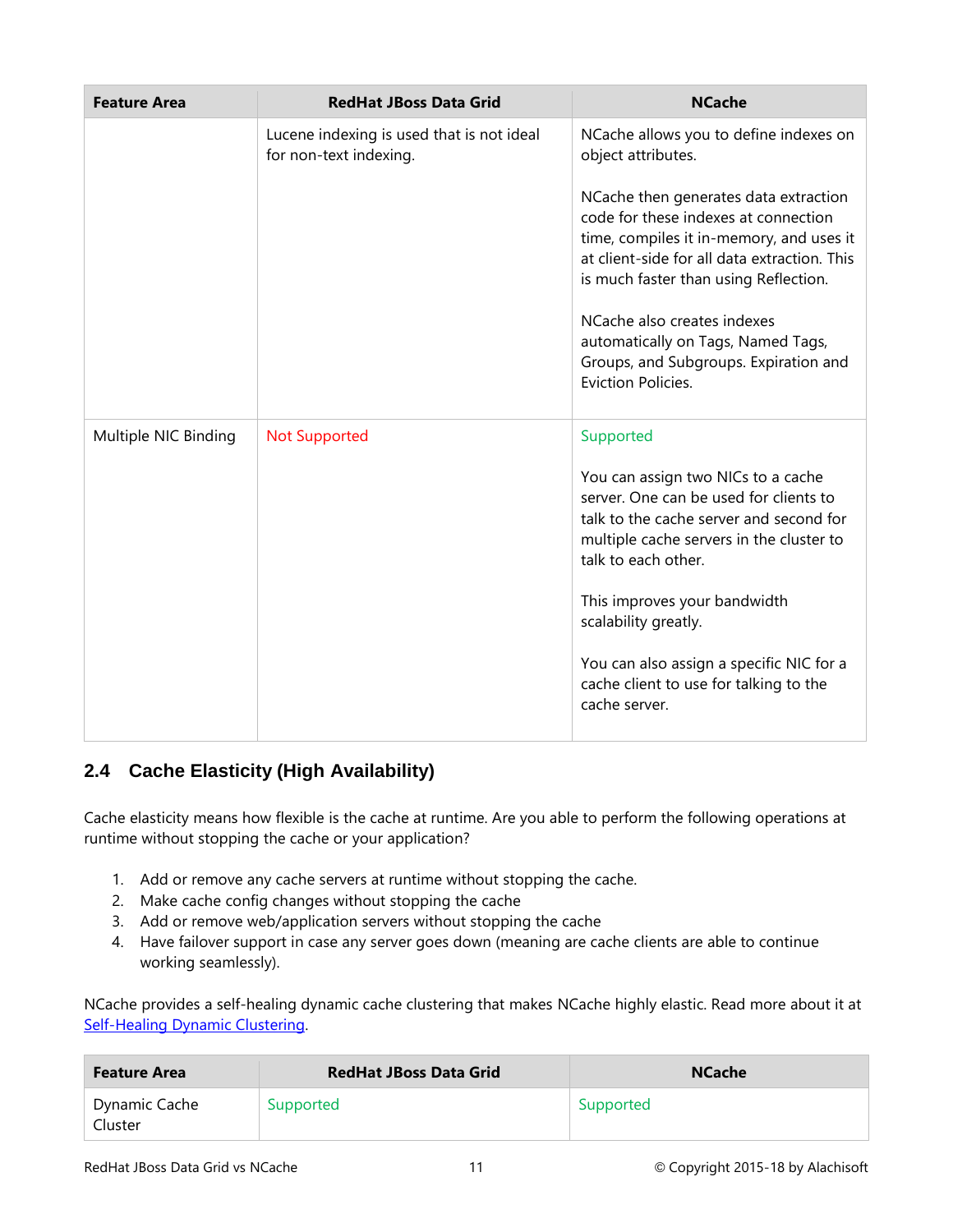| Feature Area | RedHat JBoss Data Grid | NCache |
|---|---|---|
| | Lucene indexing is used that is not ideal for non-text indexing. | NCache allows you to define indexes on object attributes.<br><br>NCache then generates data extraction code for these indexes at connection time, compiles it in-memory, and uses it at client-side for all data extraction. This is much faster than using Reflection.<br><br>NCache also creates indexes automatically on Tags, Named Tags, Groups, and Subgroups. Expiration and Eviction Policies. |
| Multiple NIC Binding | Not Supported | Supported<br><br>You can assign two NICs to a cache server. One can be used for clients to talk to the cache server and second for multiple cache servers in the cluster to talk to each other.<br><br>This improves your bandwidth scalability greatly.<br><br>You can also assign a specific NIC for a cache client to use for talking to the cache server. |

## 2.4 Cache Elasticity (High Availability)

Cache elasticity means how flexible is the cache at runtime. Are you able to perform the following operations at runtime without stopping the cache or your application?

1. Add or remove any cache servers at runtime without stopping the cache.
2. Make cache config changes without stopping the cache
3. Add or remove web/application servers without stopping the cache
4. Have failover support in case any server goes down (meaning are cache clients are able to continue working seamlessly).

NCache provides a self-healing dynamic cache clustering that makes NCache highly elastic. Read more about it at Self-Healing Dynamic Clustering.

| Feature Area | RedHat JBoss Data Grid | NCache |
|---|---|---|
| Dynamic Cache Cluster | Supported | Supported |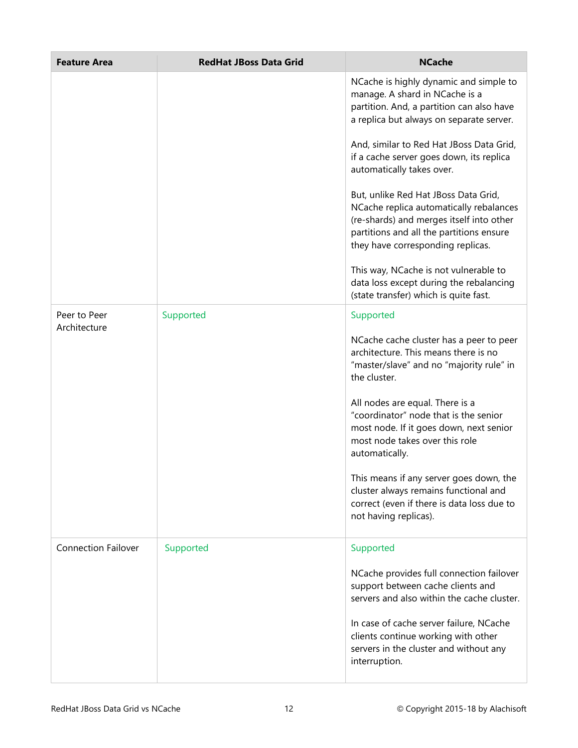| Feature Area | RedHat JBoss Data Grid | NCache |
|---|---|---|
| | | NCache is highly dynamic and simple to manage. A shard in NCache is a partition. And, a partition can also have a replica but always on separate server.<br><br>And, similar to Red Hat JBoss Data Grid, if a cache server goes down, its replica automatically takes over.<br><br>But, unlike Red Hat JBoss Data Grid, NCache replica automatically rebalances (re-shards) and merges itself into other partitions and all the partitions ensure they have corresponding replicas.<br><br>This way, NCache is not vulnerable to data loss except during the rebalancing (state transfer) which is quite fast. |
| Peer to Peer Architecture | Supported | Supported<br><br>NCache cache cluster has a peer to peer architecture. This means there is no "master/slave" and no "majority rule" in the cluster.<br><br>All nodes are equal. There is a "coordinator" node that is the senior most node. If it goes down, next senior most node takes over this role automatically.<br><br>This means if any server goes down, the cluster always remains functional and correct (even if there is data loss due to not having replicas). |
| Connection Failover | Supported | Supported<br><br>NCache provides full connection failover support between cache clients and servers and also within the cache cluster.<br><br>In case of cache server failure, NCache clients continue working with other servers in the cluster and without any interruption. |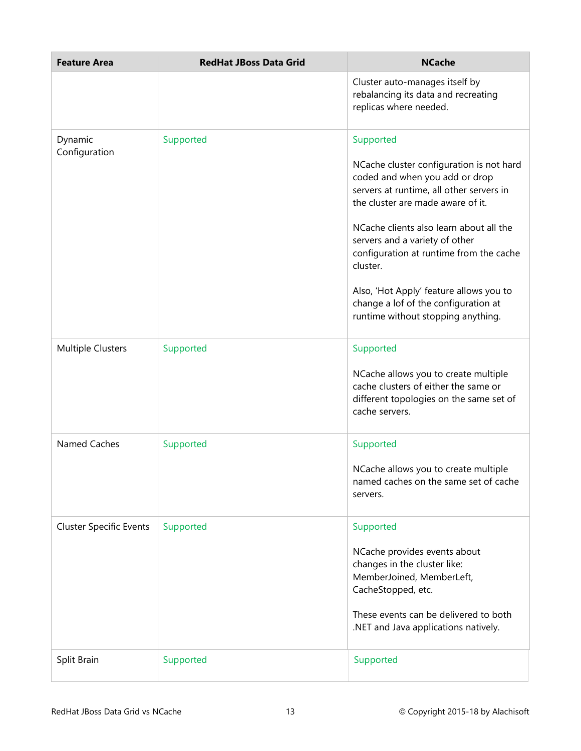| Feature Area | RedHat JBoss Data Grid | NCache |
|---|---|---|
| | | Cluster auto-manages itself by rebalancing its data and recreating replicas where needed. |
| Dynamic Configuration | Supported | Supported<br><br>NCache cluster configuration is not hard coded and when you add or drop servers at runtime, all other servers in the cluster are made aware of it.<br><br>NCache clients also learn about all the servers and a variety of other configuration at runtime from the cache cluster.<br><br>Also, 'Hot Apply' feature allows you to change a lof of the configuration at runtime without stopping anything. |
| Multiple Clusters | Supported | Supported<br><br>NCache allows you to create multiple cache clusters of either the same or different topologies on the same set of cache servers. |
| Named Caches | Supported | Supported<br><br>NCache allows you to create multiple named caches on the same set of cache servers. |
| Cluster Specific Events | Supported | Supported<br><br>NCache provides events about changes in the cluster like: MemberJoined, MemberLeft, CacheStopped, etc.<br><br>These events can be delivered to both .NET and Java applications natively. |
| Split Brain | Supported | Supported |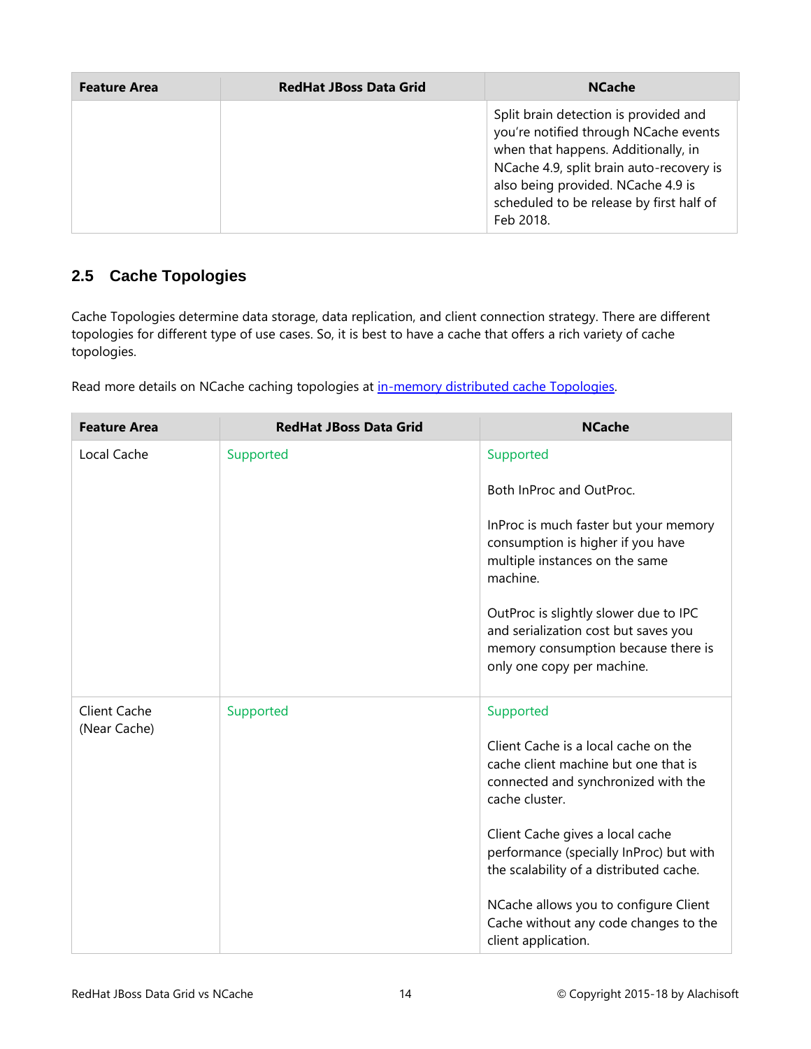| Feature Area | RedHat JBoss Data Grid | NCache |
|---|---|---|
| | | Split brain detection is provided and you're notified through NCache events when that happens. Additionally, in NCache 4.9, split brain auto-recovery is also being provided. NCache 4.9 is scheduled to be release by first half of Feb 2018. |

## 2.5 Cache Topologies

Cache Topologies determine data storage, data replication, and client connection strategy. There are different topologies for different type of use cases. So, it is best to have a cache that offers a rich variety of cache topologies.

Read more details on NCache caching topologies at [in-memory distributed cache Topologies](in-memory distributed cache Topologies).

| Feature Area | RedHat JBoss Data Grid | NCache |
|---|---|---|
| Local Cache | Supported | Supported<br><br>Both InProc and OutProc.<br><br>InProc is much faster but your memory consumption is higher if you have multiple instances on the same machine.<br><br>OutProc is slightly slower due to IPC and serialization cost but saves you memory consumption because there is only one copy per machine. |
| Client Cache (Near Cache) | Supported | Supported<br><br>Client Cache is a local cache on the cache client machine but one that is connected and synchronized with the cache cluster.<br><br>Client Cache gives a local cache performance (specially InProc) but with the scalability of a distributed cache.<br><br>NCache allows you to configure Client Cache without any code changes to the client application. |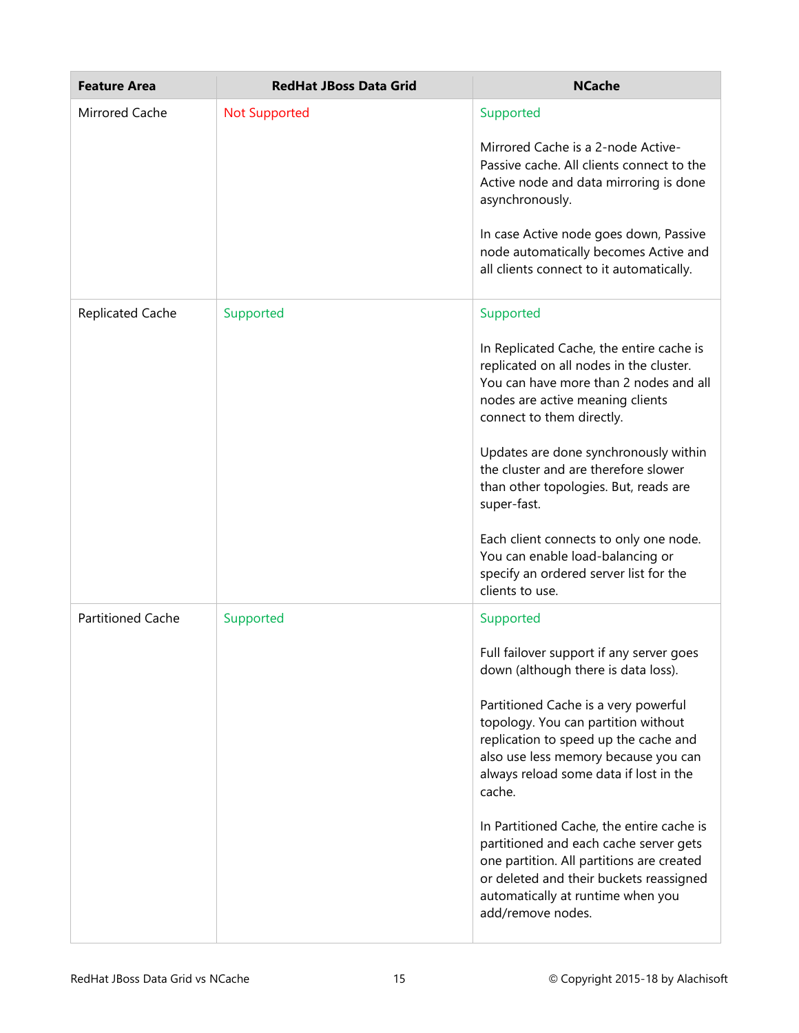| Feature Area | RedHat JBoss Data Grid | NCache |
|---|---|---|
| Mirrored Cache | Not Supported | Supported<br><br>Mirrored Cache is a 2-node Active-Passive cache. All clients connect to the Active node and data mirroring is done asynchronously.<br><br>In case Active node goes down, Passive node automatically becomes Active and all clients connect to it automatically. |
| Replicated Cache | Supported | Supported<br><br>In Replicated Cache, the entire cache is replicated on all nodes in the cluster. You can have more than 2 nodes and all nodes are active meaning clients connect to them directly.<br><br>Updates are done synchronously within the cluster and are therefore slower than other topologies. But, reads are super-fast.<br><br>Each client connects to only one node. You can enable load-balancing or specify an ordered server list for the clients to use. |
| Partitioned Cache | Supported | Supported<br><br>Full failover support if any server goes down (although there is data loss).<br><br>Partitioned Cache is a very powerful topology. You can partition without replication to speed up the cache and also use less memory because you can always reload some data if lost in the cache.<br><br>In Partitioned Cache, the entire cache is partitioned and each cache server gets one partition. All partitions are created or deleted and their buckets reassigned automatically at runtime when you add/remove nodes. |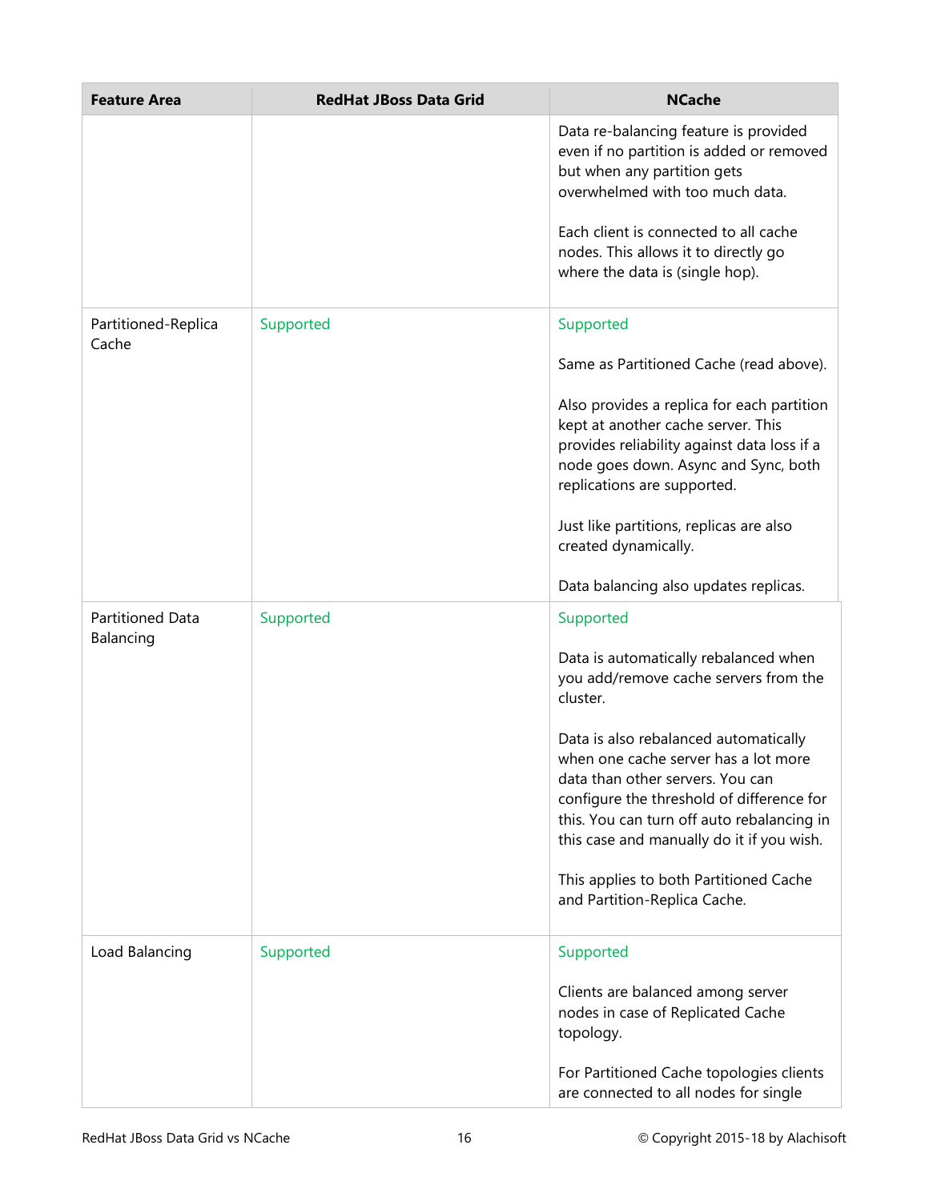| Feature Area | RedHat JBoss Data Grid | NCache |
|---|---|---|
| | | Data re-balancing feature is provided even if no partition is added or removed but when any partition gets overwhelmed with too much data.<br><br>Each client is connected to all cache nodes. This allows it to directly go where the data is (single hop). |
| Partitioned-Replica Cache | Supported | Supported<br><br>Same as Partitioned Cache (read above).<br><br>Also provides a replica for each partition kept at another cache server. This provides reliability against data loss if a node goes down. Async and Sync, both replications are supported.<br><br>Just like partitions, replicas are also created dynamically.<br><br>Data balancing also updates replicas. |
| Partitioned Data Balancing | Supported | Supported<br><br>Data is automatically rebalanced when you add/remove cache servers from the cluster.<br><br>Data is also rebalanced automatically when one cache server has a lot more data than other servers. You can configure the threshold of difference for this. You can turn off auto rebalancing in this case and manually do it if you wish.<br><br>This applies to both Partitioned Cache and Partition-Replica Cache. |
| Load Balancing | Supported | Supported<br><br>Clients are balanced among server nodes in case of Replicated Cache topology.<br><br>For Partitioned Cache topologies clients are connected to all nodes for single |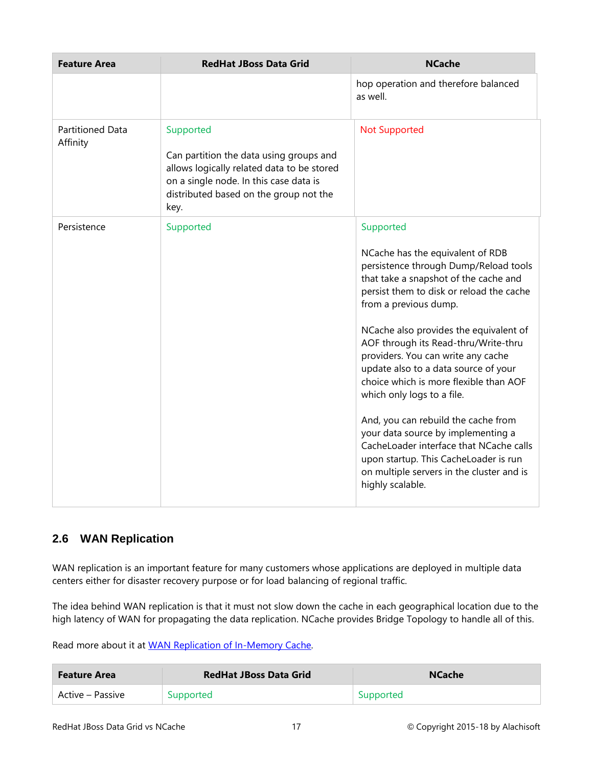| Feature Area | RedHat JBoss Data Grid | NCache |
|---|---|---|
| | | hop operation and therefore balanced as well. |
| Partitioned Data Affinity | Supported<br><br>Can partition the data using groups and allows logically related data to be stored on a single node. In this case data is distributed based on the group not the key. | Not Supported |
| Persistence | Supported | Supported<br><br>NCache has the equivalent of RDB persistence through Dump/Reload tools that take a snapshot of the cache and persist them to disk or reload the cache from a previous dump.<br><br>NCache also provides the equivalent of AOF through its Read-thru/Write-thru providers. You can write any cache update also to a data source of your choice which is more flexible than AOF which only logs to a file.<br><br>And, you can rebuild the cache from your data source by implementing a CacheLoader interface that NCache calls upon startup. This CacheLoader is run on multiple servers in the cluster and is highly scalable. |

## 2.6 WAN Replication

WAN replication is an important feature for many customers whose applications are deployed in multiple data centers either for disaster recovery purpose or for load balancing of regional traffic.

The idea behind WAN replication is that it must not slow down the cache in each geographical location due to the high latency of WAN for propagating the data replication. NCache provides Bridge Topology to handle all of this.

Read more about it at WAN Replication of In-Memory Cache.

| Feature Area | RedHat JBoss Data Grid | NCache |
|---|---|---|
| Active – Passive | Supported | Supported |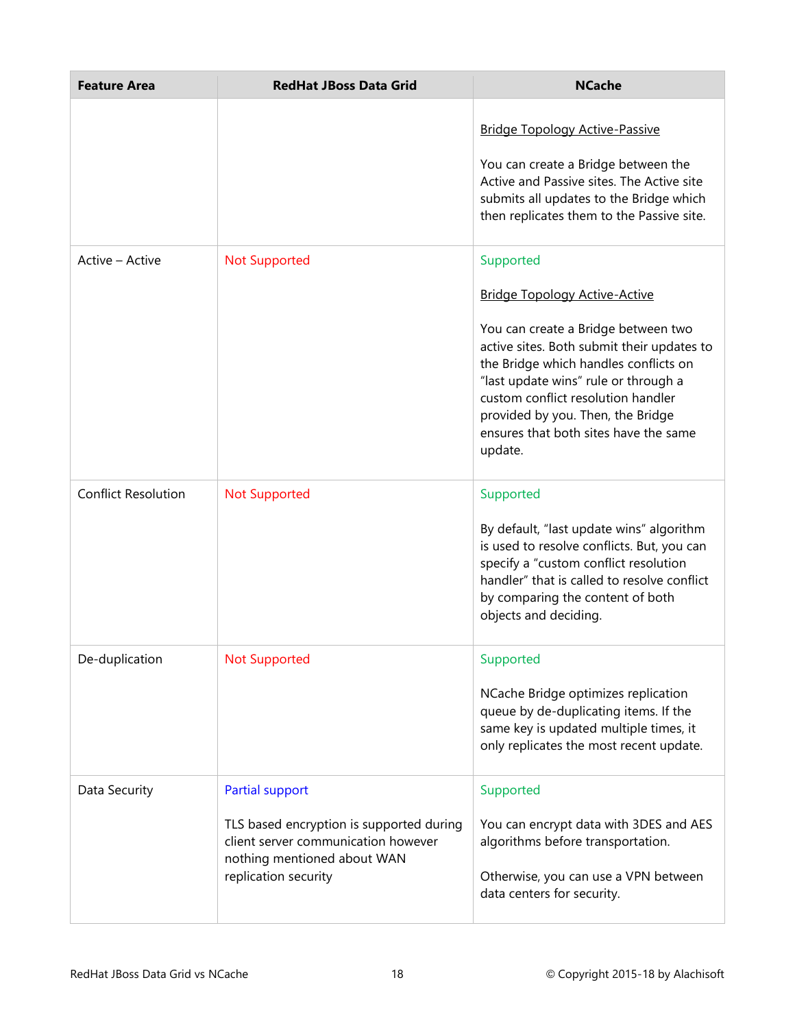| Feature Area | RedHat JBoss Data Grid | NCache |
|---|---|---|
| | | Bridge Topology Active-Passive<br><br>You can create a Bridge between the Active and Passive sites. The Active site submits all updates to the Bridge which then replicates them to the Passive site. |
| Active – Active | Not Supported | Supported<br><br>Bridge Topology Active-Active<br><br>You can create a Bridge between two active sites. Both submit their updates to the Bridge which handles conflicts on “last update wins” rule or through a custom conflict resolution handler provided by you. Then, the Bridge ensures that both sites have the same update. |
| Conflict Resolution | Not Supported | Supported<br><br>By default, “last update wins” algorithm is used to resolve conflicts. But, you can specify a “custom conflict resolution handler” that is called to resolve conflict by comparing the content of both objects and deciding. |
| De-duplication | Not Supported | Supported<br><br>NCache Bridge optimizes replication queue by de-duplicating items. If the same key is updated multiple times, it only replicates the most recent update. |
| Data Security | Partial support<br><br>TLS based encryption is supported during client server communication however nothing mentioned about WAN replication security | Supported<br><br>You can encrypt data with 3DES and AES algorithms before transportation.<br><br>Otherwise, you can use a VPN between data centers for security. |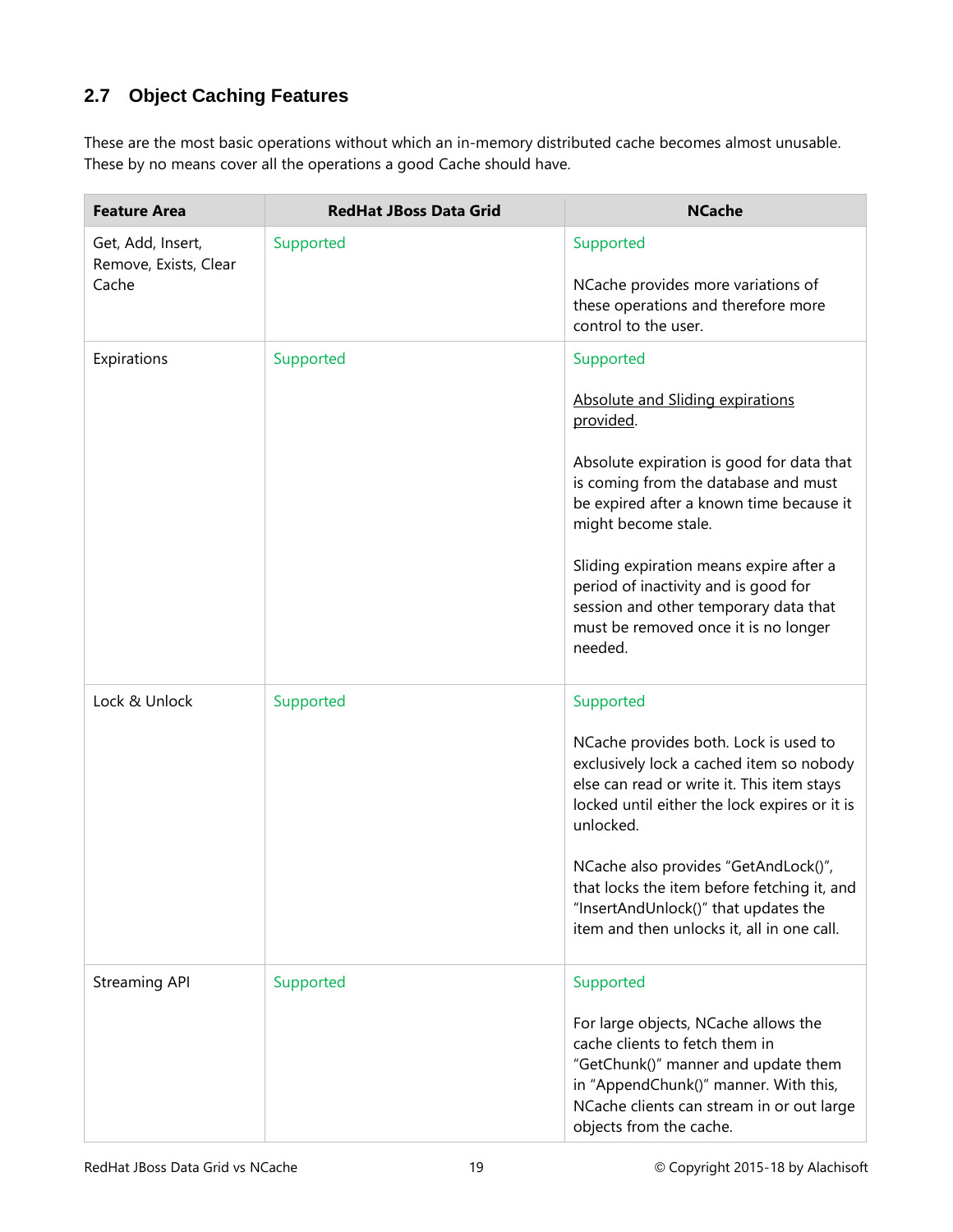## 2.7 Object Caching Features

These are the most basic operations without which an in-memory distributed cache becomes almost unusable. These by no means cover all the operations a good Cache should have.

| Feature Area | RedHat JBoss Data Grid | NCache |
|---|---|---|
| Get, Add, Insert, Remove, Exists, Clear Cache | Supported | Supported<br><br>NCache provides more variations of these operations and therefore more control to the user. |
| Expirations | Supported | Supported<br><br>Absolute and Sliding expirations provided.<br><br>Absolute expiration is good for data that is coming from the database and must be expired after a known time because it might become stale.<br><br>Sliding expiration means expire after a period of inactivity and is good for session and other temporary data that must be removed once it is no longer needed. |
| Lock & Unlock | Supported | Supported<br><br>NCache provides both. Lock is used to exclusively lock a cached item so nobody else can read or write it. This item stays locked until either the lock expires or it is unlocked.<br><br>NCache also provides "GetAndLock()", that locks the item before fetching it, and "InsertAndUnlock()" that updates the item and then unlocks it, all in one call. |
| Streaming API | Supported | Supported<br><br>For large objects, NCache allows the cache clients to fetch them in "GetChunk()" manner and update them in "AppendChunk()" manner. With this, NCache clients can stream in or out large objects from the cache. |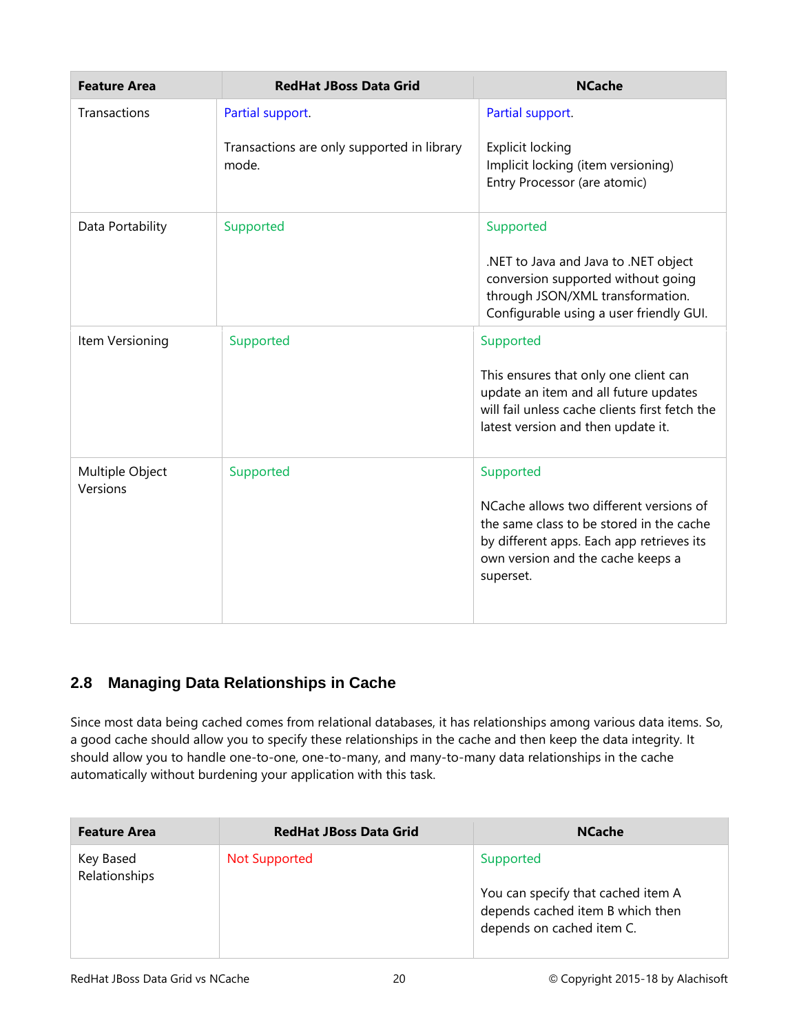| Feature Area | RedHat JBoss Data Grid | NCache |
| --- | --- | --- |
| Transactions | Partial support.<br><br>Transactions are only supported in library mode. | Partial support.<br><br>Explicit locking<br>Implicit locking (item versioning)<br>Entry Processor (are atomic) |
| Data Portability | Supported | Supported<br><br>.NET to Java and Java to .NET object conversion supported without going through JSON/XML transformation. Configurable using a user friendly GUI. |
| Item Versioning | Supported | Supported<br><br>This ensures that only one client can update an item and all future updates will fail unless cache clients first fetch the latest version and then update it. |
| Multiple Object Versions | Supported | Supported<br><br>NCache allows two different versions of the same class to be stored in the cache by different apps. Each app retrieves its own version and the cache keeps a superset. |

## 2.8 Managing Data Relationships in Cache

Since most data being cached comes from relational databases, it has relationships among various data items. So, a good cache should allow you to specify these relationships in the cache and then keep the data integrity. It should allow you to handle one-to-one, one-to-many, and many-to-many data relationships in the cache automatically without burdening your application with this task.

| Feature Area | RedHat JBoss Data Grid | NCache |
| --- | --- | --- |
| Key Based Relationships | Not Supported | Supported<br><br>You can specify that cached item A depends cached item B which then depends on cached item C. |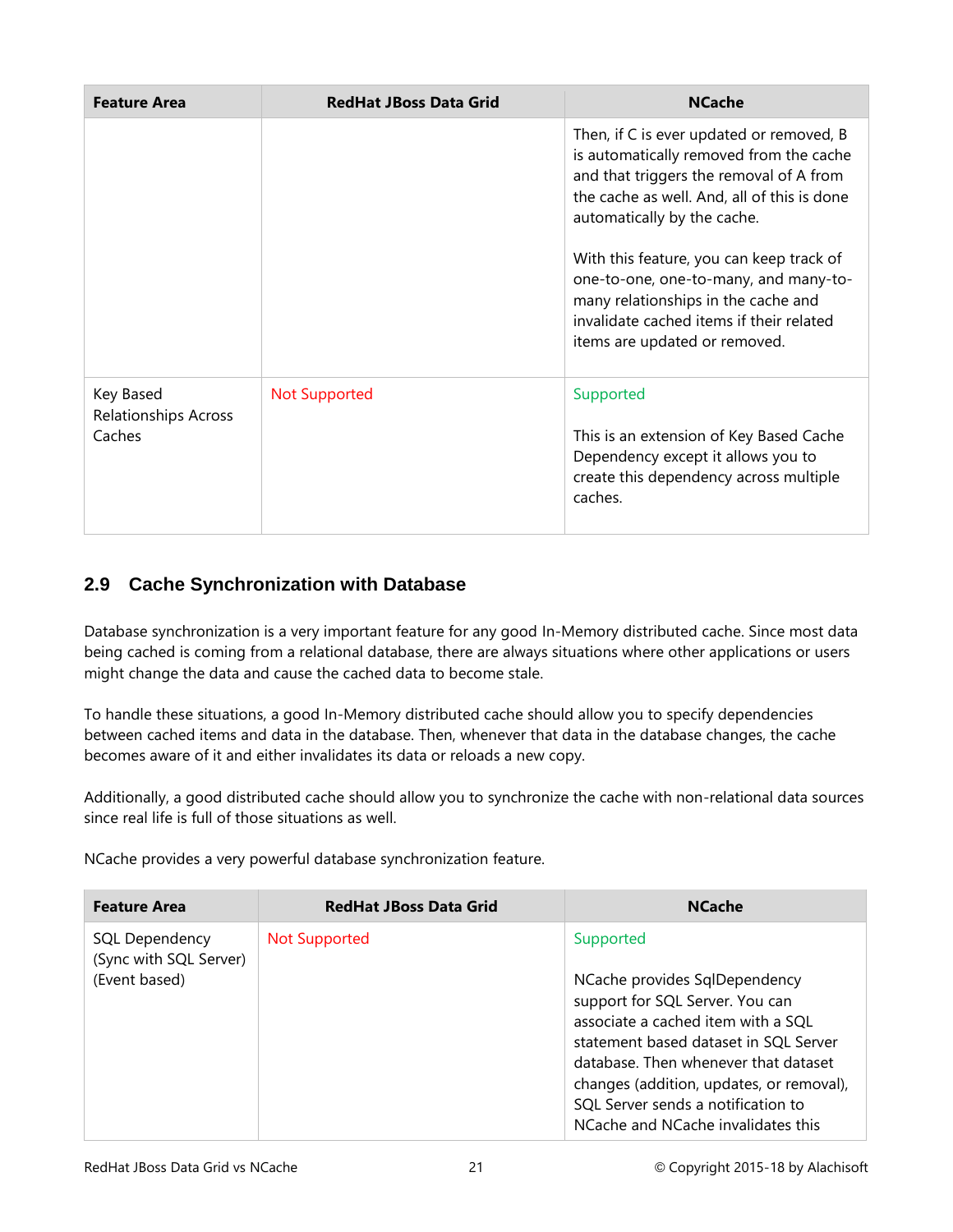| Feature Area | RedHat JBoss Data Grid | NCache |
|---|---|---|
| | | Then, if C is ever updated or removed, B is automatically removed from the cache and that triggers the removal of A from the cache as well. And, all of this is done automatically by the cache.<br><br>With this feature, you can keep track of one-to-one, one-to-many, and many-to-many relationships in the cache and invalidate cached items if their related items are updated or removed. |
| Key Based Relationships Across Caches | Not Supported | Supported<br><br>This is an extension of Key Based Cache Dependency except it allows you to create this dependency across multiple caches. |

## 2.9 Cache Synchronization with Database

Database synchronization is a very important feature for any good In-Memory distributed cache. Since most data being cached is coming from a relational database, there are always situations where other applications or users might change the data and cause the cached data to become stale.

To handle these situations, a good In-Memory distributed cache should allow you to specify dependencies between cached items and data in the database. Then, whenever that data in the database changes, the cache becomes aware of it and either invalidates its data or reloads a new copy.

Additionally, a good distributed cache should allow you to synchronize the cache with non-relational data sources since real life is full of those situations as well.

NCache provides a very powerful database synchronization feature.

| Feature Area | RedHat JBoss Data Grid | NCache |
|---|---|---|
| SQL Dependency (Sync with SQL Server) (Event based) | Not Supported | Supported<br><br>NCache provides SqlDependency support for SQL Server. You can associate a cached item with a SQL statement based dataset in SQL Server database. Then whenever that dataset changes (addition, updates, or removal), SQL Server sends a notification to NCache and NCache invalidates this |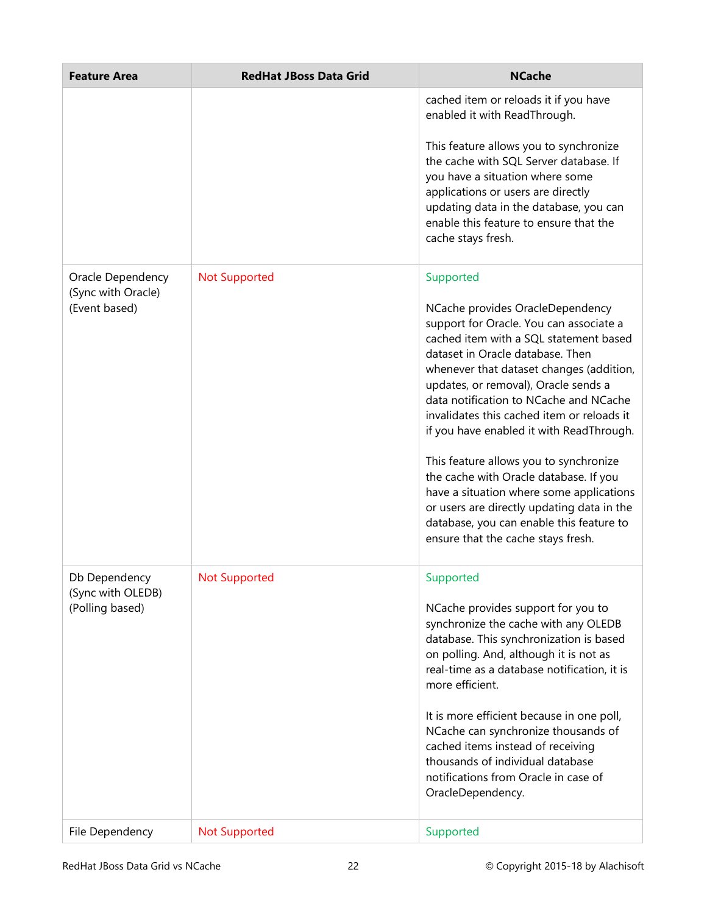| Feature Area | RedHat JBoss Data Grid | NCache |
| --- | --- | --- |
| | | cached item or reloads it if you have enabled it with ReadThrough.<br><br>This feature allows you to synchronize the cache with SQL Server database. If you have a situation where some applications or users are directly updating data in the database, you can enable this feature to ensure that the cache stays fresh. |
| Oracle Dependency (Sync with Oracle) (Event based) | Not Supported | Supported<br><br>NCache provides OracleDependency support for Oracle. You can associate a cached item with a SQL statement based dataset in Oracle database. Then whenever that dataset changes (addition, updates, or removal), Oracle sends a data notification to NCache and NCache invalidates this cached item or reloads it if you have enabled it with ReadThrough.<br><br>This feature allows you to synchronize the cache with Oracle database. If you have a situation where some applications or users are directly updating data in the database, you can enable this feature to ensure that the cache stays fresh. |
| Db Dependency (Sync with OLEDB) (Polling based) | Not Supported | Supported<br><br>NCache provides support for you to synchronize the cache with any OLEDB database. This synchronization is based on polling. And, although it is not as real-time as a database notification, it is more efficient.<br><br>It is more efficient because in one poll, NCache can synchronize thousands of cached items instead of receiving thousands of individual database notifications from Oracle in case of OracleDependency. |
| File Dependency | Not Supported | Supported |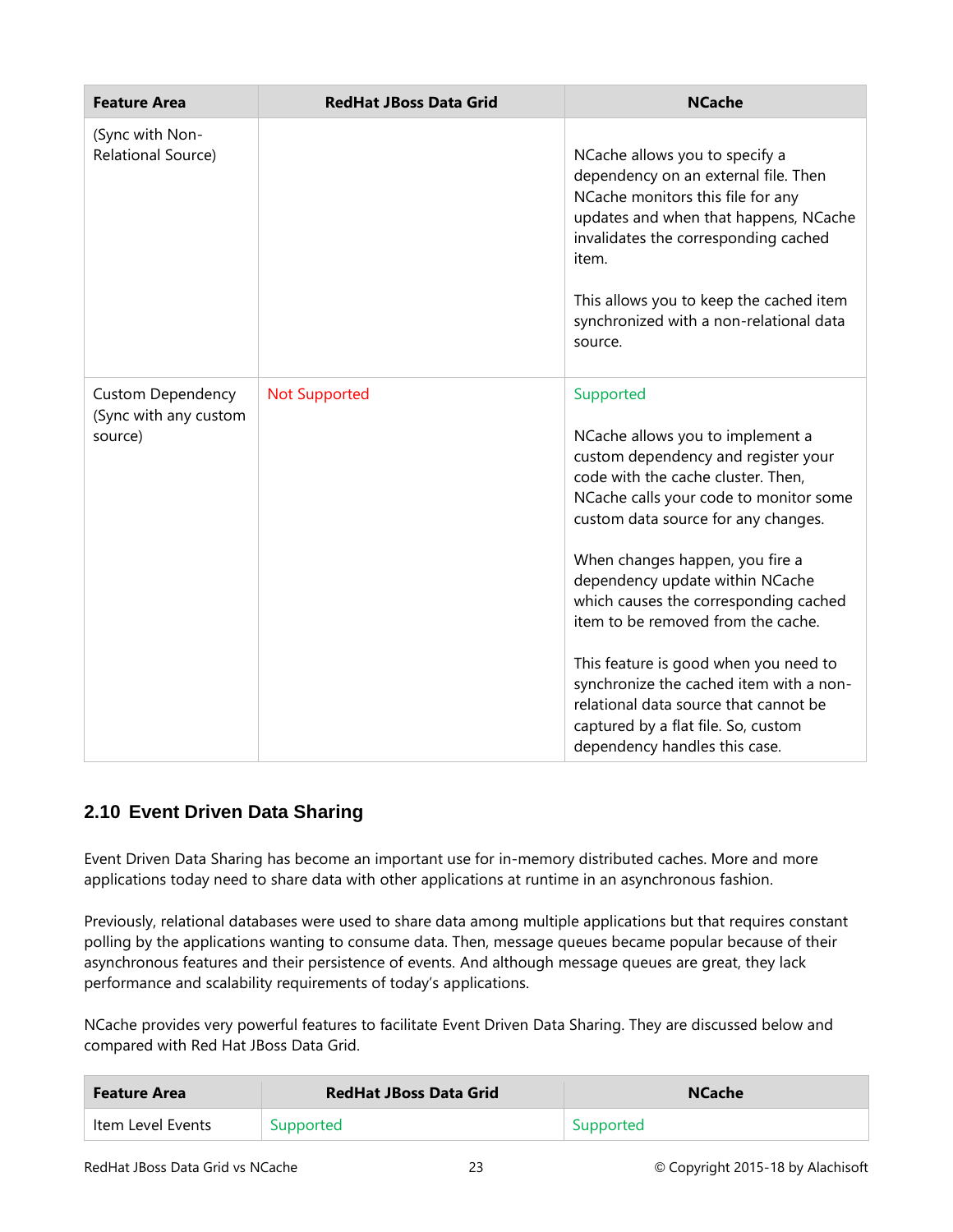| Feature Area | RedHat JBoss Data Grid | NCache |
|---|---|---|
| (Sync with Non-Relational Source) | | NCache allows you to specify a dependency on an external file. Then NCache monitors this file for any updates and when that happens, NCache invalidates the corresponding cached item. <br><br> This allows you to keep the cached item synchronized with a non-relational data source. |
| Custom Dependency (Sync with any custom source) | Not Supported | Supported <br><br> NCache allows you to implement a custom dependency and register your code with the cache cluster. Then, NCache calls your code to monitor some custom data source for any changes. <br><br> When changes happen, you fire a dependency update within NCache which causes the corresponding cached item to be removed from the cache. <br><br> This feature is good when you need to synchronize the cached item with a non-relational data source that cannot be captured by a flat file. So, custom dependency handles this case. |

## 2.10 Event Driven Data Sharing

Event Driven Data Sharing has become an important use for in-memory distributed caches. More and more applications today need to share data with other applications at runtime in an asynchronous fashion.

Previously, relational databases were used to share data among multiple applications but that requires constant polling by the applications wanting to consume data. Then, message queues became popular because of their asynchronous features and their persistence of events. And although message queues are great, they lack performance and scalability requirements of today's applications.

NCache provides very powerful features to facilitate Event Driven Data Sharing. They are discussed below and compared with Red Hat JBoss Data Grid.

| Feature Area | RedHat JBoss Data Grid | NCache |
|---|---|---|
| Item Level Events | Supported | Supported |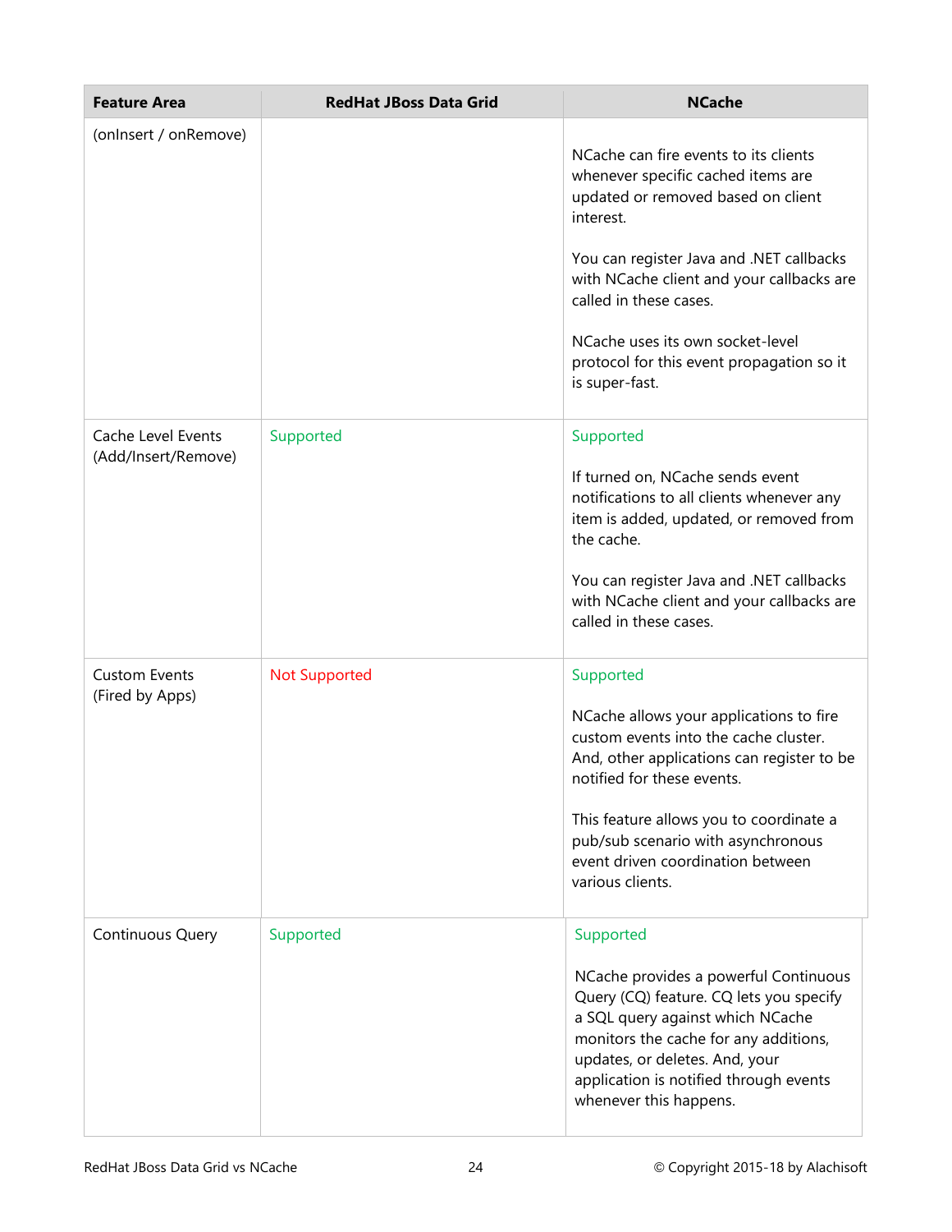| Feature Area | RedHat JBoss Data Grid | NCache |
|---|---|---|
| (onInsert / onRemove) | | NCache can fire events to its clients whenever specific cached items are updated or removed based on client interest.<br><br>You can register Java and .NET callbacks with NCache client and your callbacks are called in these cases.<br><br>NCache uses its own socket-level protocol for this event propagation so it is super-fast. |
| Cache Level Events (Add/Insert/Remove) | Supported | Supported<br><br>If turned on, NCache sends event notifications to all clients whenever any item is added, updated, or removed from the cache.<br><br>You can register Java and .NET callbacks with NCache client and your callbacks are called in these cases. |
| Custom Events (Fired by Apps) | Not Supported | Supported<br><br>NCache allows your applications to fire custom events into the cache cluster. And, other applications can register to be notified for these events.<br><br>This feature allows you to coordinate a pub/sub scenario with asynchronous event driven coordination between various clients. |
| Continuous Query | Supported | Supported<br><br>NCache provides a powerful Continuous Query (CQ) feature. CQ lets you specify a SQL query against which NCache monitors the cache for any additions, updates, or deletes. And, your application is notified through events whenever this happens. |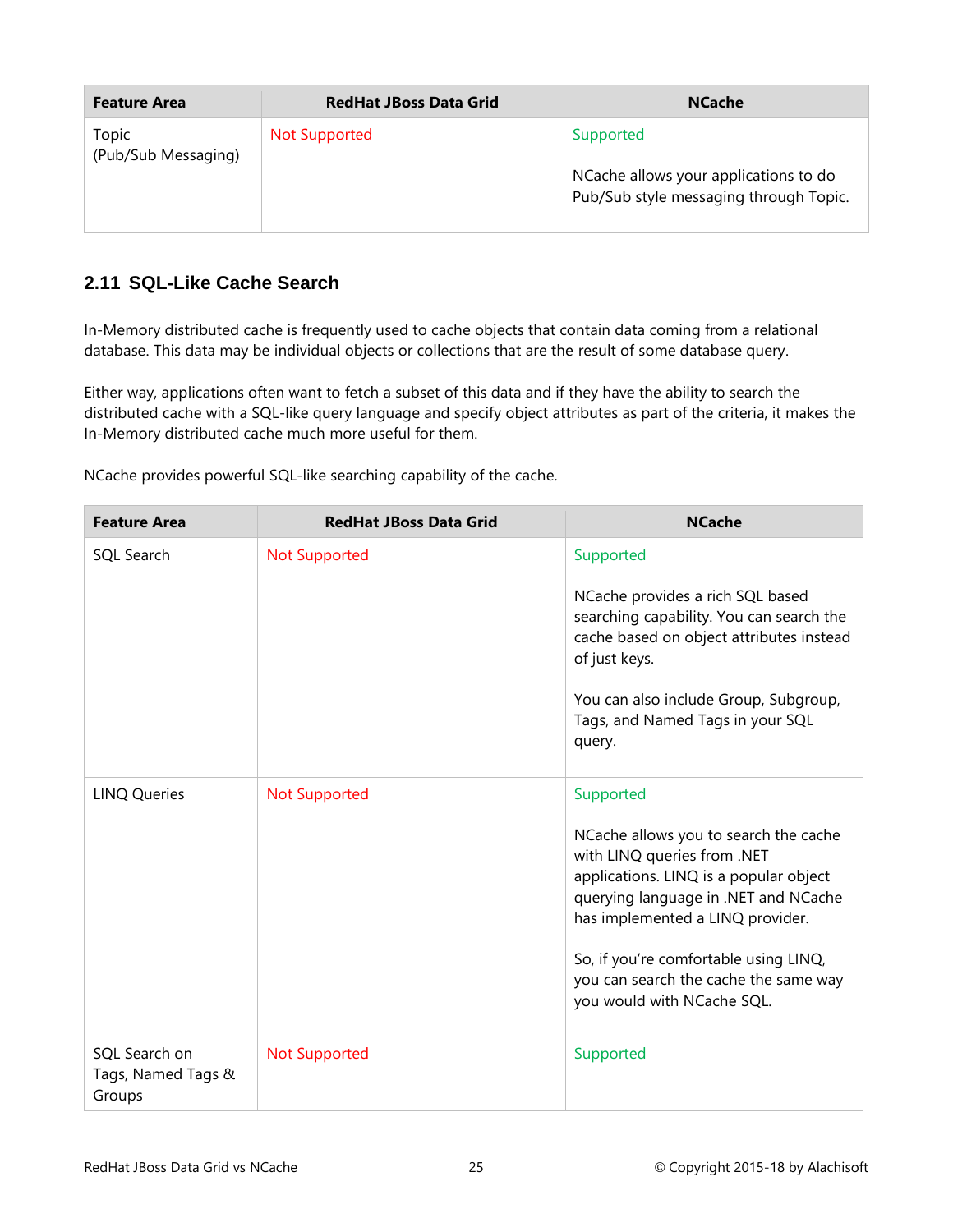| Feature Area | RedHat JBoss Data Grid | NCache |
| --- | --- | --- |
| Topic (Pub/Sub Messaging) | Not Supported | Supported<br><br>NCache allows your applications to do Pub/Sub style messaging through Topic. |

## 2.11 SQL-Like Cache Search

In-Memory distributed cache is frequently used to cache objects that contain data coming from a relational database. This data may be individual objects or collections that are the result of some database query.

Either way, applications often want to fetch a subset of this data and if they have the ability to search the distributed cache with a SQL-like query language and specify object attributes as part of the criteria, it makes the In-Memory distributed cache much more useful for them.

NCache provides powerful SQL-like searching capability of the cache.

| Feature Area | RedHat JBoss Data Grid | NCache |
| --- | --- | --- |
| SQL Search | Not Supported | Supported<br><br>NCache provides a rich SQL based searching capability. You can search the cache based on object attributes instead of just keys.<br><br>You can also include Group, Subgroup, Tags, and Named Tags in your SQL query. |
| LINQ Queries | Not Supported | Supported<br><br>NCache allows you to search the cache with LINQ queries from .NET applications. LINQ is a popular object querying language in .NET and NCache has implemented a LINQ provider.<br><br>So, if you're comfortable using LINQ, you can search the cache the same way you would with NCache SQL. |
| SQL Search on Tags, Named Tags & Groups | Not Supported | Supported |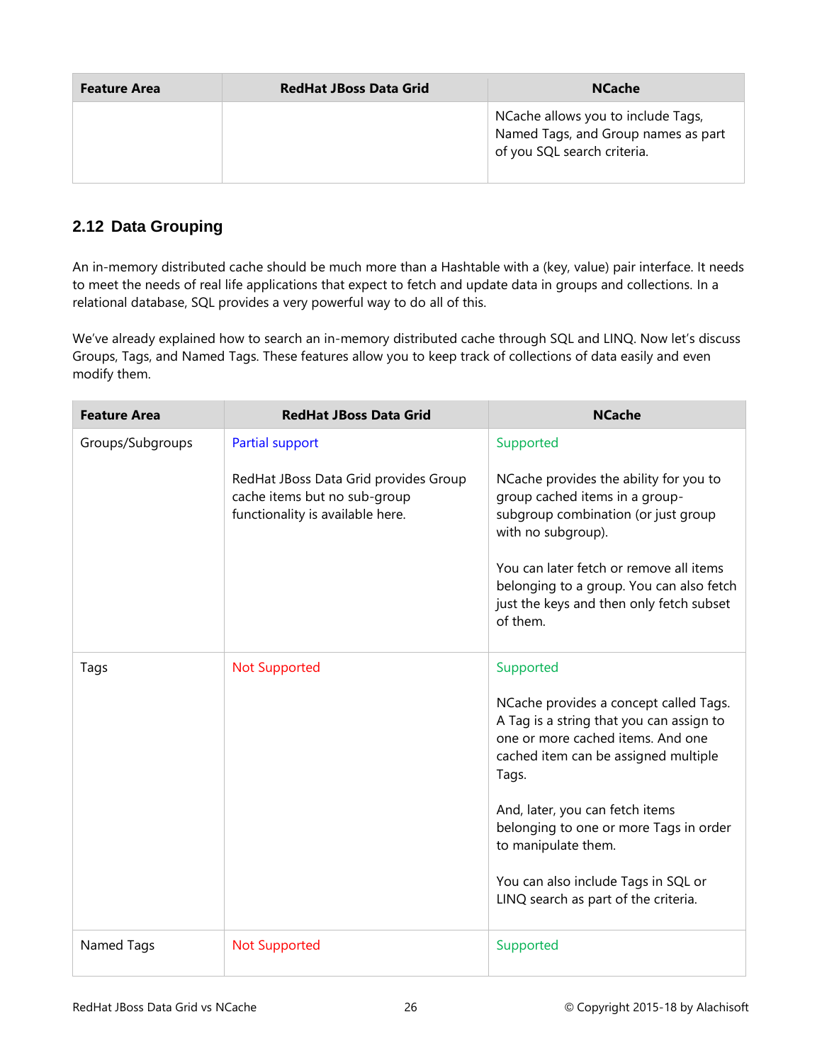| Feature Area | RedHat JBoss Data Grid | NCache |
|---|---|---|
| | | NCache allows you to include Tags, Named Tags, and Group names as part of you SQL search criteria. |

## 2.12 Data Grouping

An in-memory distributed cache should be much more than a Hashtable with a (key, value) pair interface. It needs to meet the needs of real life applications that expect to fetch and update data in groups and collections. In a relational database, SQL provides a very powerful way to do all of this.

We've already explained how to search an in-memory distributed cache through SQL and LINQ. Now let's discuss Groups, Tags, and Named Tags. These features allow you to keep track of collections of data easily and even modify them.

| Feature Area | RedHat JBoss Data Grid | NCache |
|---|---|---|
| Groups/Subgroups | Partial support<br><br>RedHat JBoss Data Grid provides Group cache items but no sub-group functionality is available here. | Supported<br><br>NCache provides the ability for you to group cached items in a group-subgroup combination (or just group with no subgroup).<br><br>You can later fetch or remove all items belonging to a group. You can also fetch just the keys and then only fetch subset of them. |
| Tags | Not Supported | Supported<br><br>NCache provides a concept called Tags. A Tag is a string that you can assign to one or more cached items. And one cached item can be assigned multiple Tags.<br><br>And, later, you can fetch items belonging to one or more Tags in order to manipulate them.<br><br>You can also include Tags in SQL or LINQ search as part of the criteria. |
| Named Tags | Not Supported | Supported |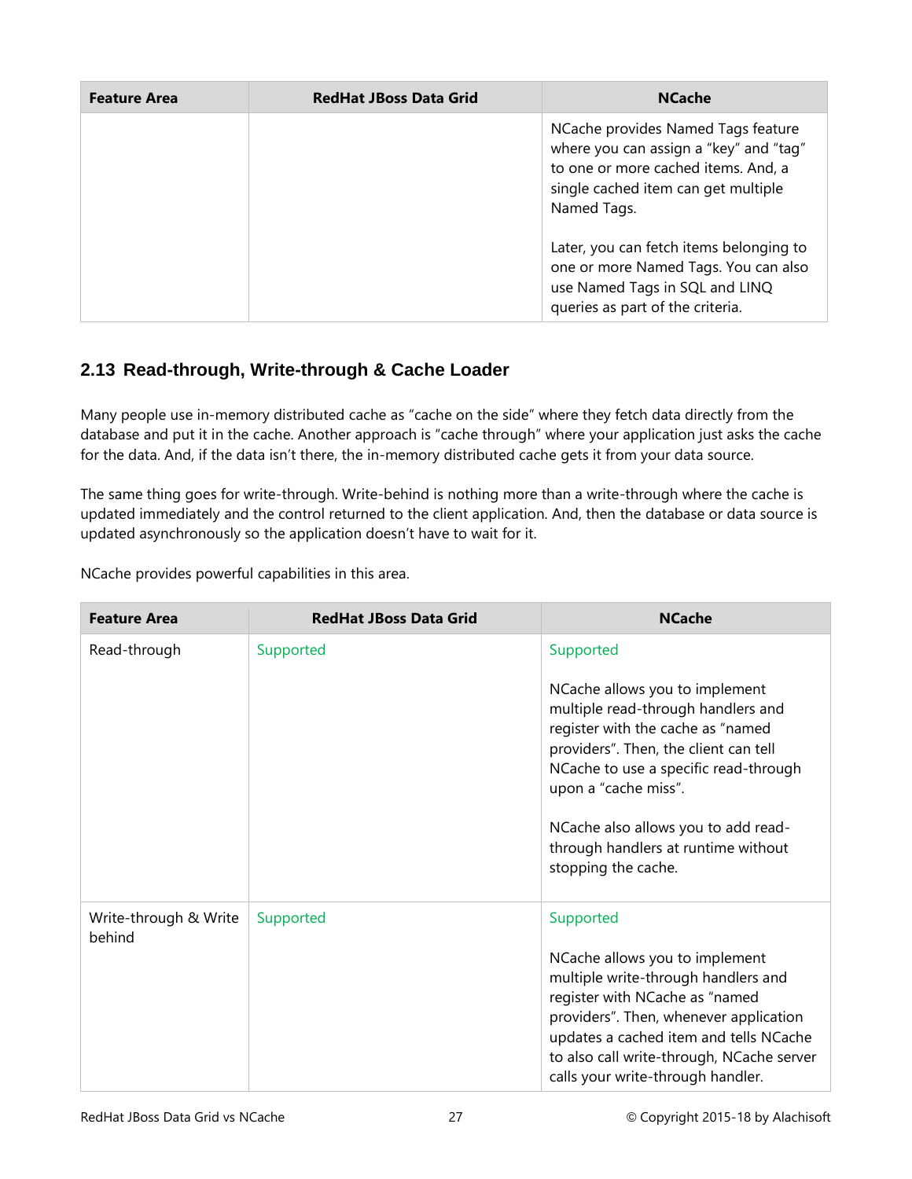| Feature Area | RedHat JBoss Data Grid | NCache |
| --- | --- | --- |
| | | NCache provides Named Tags feature where you can assign a "key" and "tag" to one or more cached items. And, a single cached item can get multiple Named Tags.<br><br>Later, you can fetch items belonging to one or more Named Tags. You can also use Named Tags in SQL and LINQ queries as part of the criteria. |

## 2.13 Read-through, Write-through & Cache Loader

Many people use in-memory distributed cache as "cache on the side" where they fetch data directly from the database and put it in the cache. Another approach is "cache through" where your application just asks the cache for the data. And, if the data isn't there, the in-memory distributed cache gets it from your data source.

The same thing goes for write-through. Write-behind is nothing more than a write-through where the cache is updated immediately and the control returned to the client application. And, then the database or data source is updated asynchronously so the application doesn't have to wait for it.

NCache provides powerful capabilities in this area.

| Feature Area | RedHat JBoss Data Grid | NCache |
| --- | --- | --- |
| Read-through | Supported | Supported<br><br>NCache allows you to implement multiple read-through handlers and register with the cache as "named providers". Then, the client can tell NCache to use a specific read-through upon a "cache miss".<br><br>NCache also allows you to add read-through handlers at runtime without stopping the cache. |
| Write-through & Write behind | Supported | Supported<br><br>NCache allows you to implement multiple write-through handlers and register with NCache as "named providers". Then, whenever application updates a cached item and tells NCache to also call write-through, NCache server calls your write-through handler. |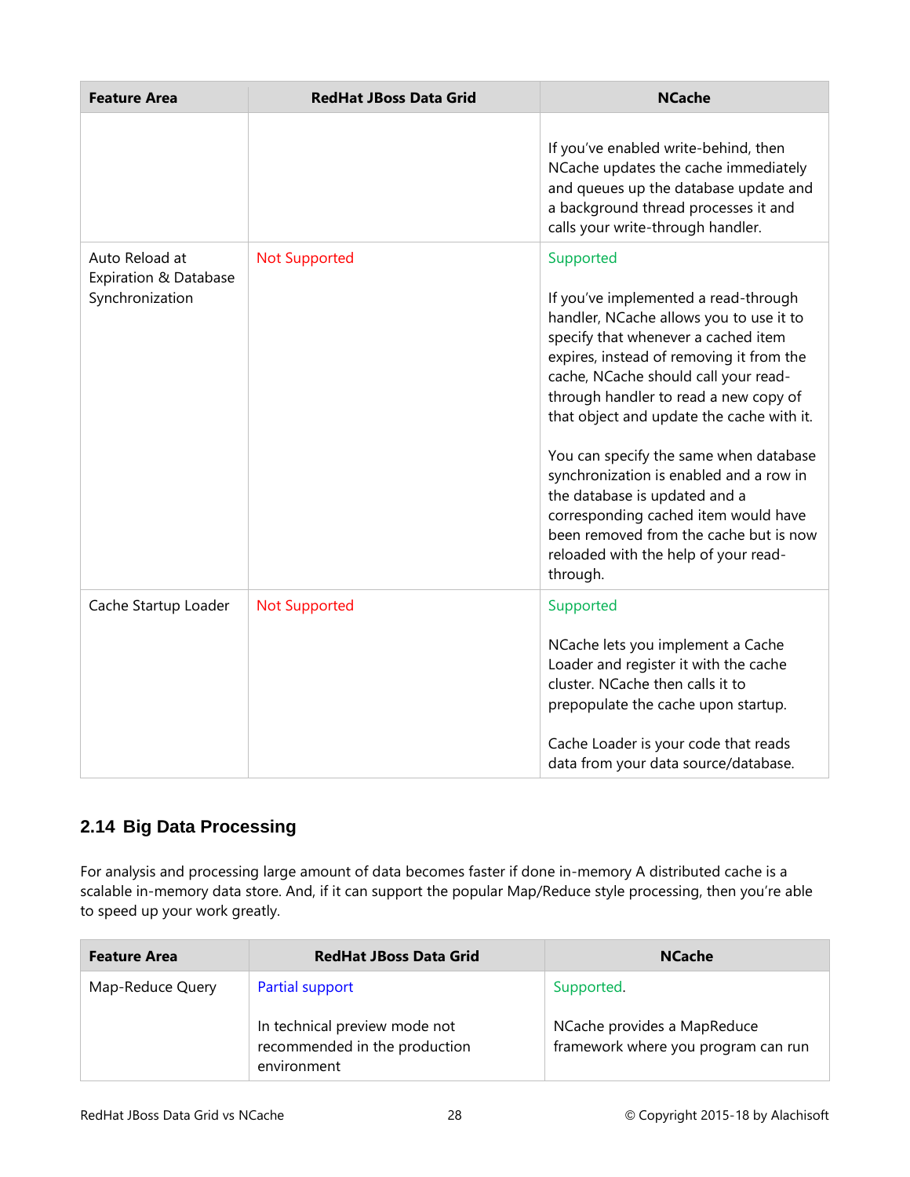| Feature Area | RedHat JBoss Data Grid | NCache |
|---|---|---|
| | | If you've enabled write-behind, then NCache updates the cache immediately and queues up the database update and a background thread processes it and calls your write-through handler. |
| Auto Reload at Expiration & Database Synchronization | Not Supported | Supported<br><br>If you've implemented a read-through handler, NCache allows you to use it to specify that whenever a cached item expires, instead of removing it from the cache, NCache should call your read-through handler to read a new copy of that object and update the cache with it.<br><br>You can specify the same when database synchronization is enabled and a row in the database is updated and a corresponding cached item would have been removed from the cache but is now reloaded with the help of your read-through. |
| Cache Startup Loader | Not Supported | Supported<br><br>NCache lets you implement a Cache Loader and register it with the cache cluster. NCache then calls it to prepopulate the cache upon startup.<br><br>Cache Loader is your code that reads data from your data source/database. |

## 2.14 Big Data Processing

For analysis and processing large amount of data becomes faster if done in-memory A distributed cache is a scalable in-memory data store. And, if it can support the popular Map/Reduce style processing, then you're able to speed up your work greatly.

| Feature Area | RedHat JBoss Data Grid | NCache |
|---|---|---|
| Map-Reduce Query | Partial support<br><br>In technical preview mode not recommended in the production environment | Supported.<br><br>NCache provides a MapReduce framework where you program can run |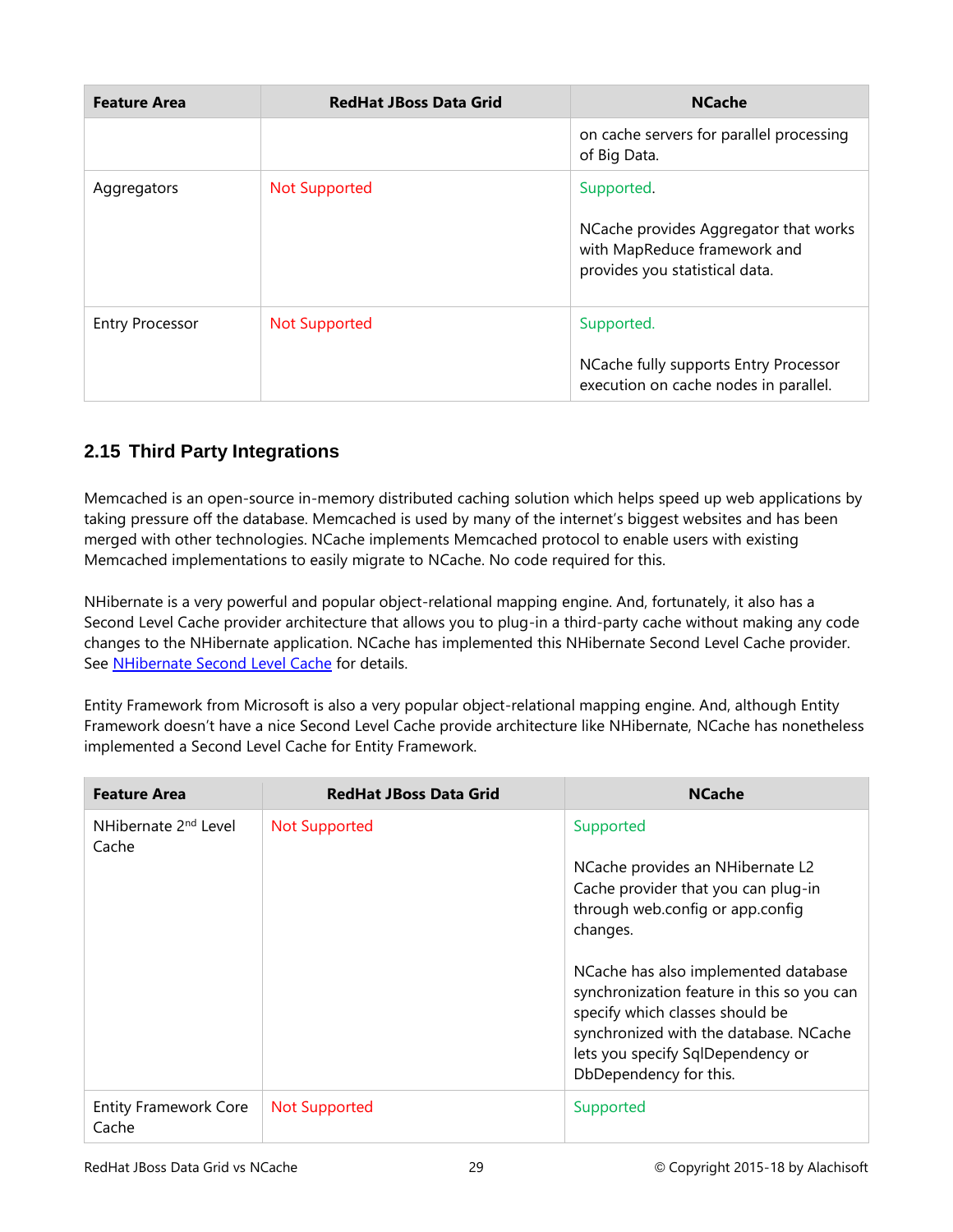| Feature Area | RedHat JBoss Data Grid | NCache |
| --- | --- | --- |
| | | on cache servers for parallel processing of Big Data. |
| Aggregators | Not Supported | Supported.<br><br>NCache provides Aggregator that works with MapReduce framework and provides you statistical data. |
| Entry Processor | Not Supported | Supported.<br><br>NCache fully supports Entry Processor execution on cache nodes in parallel. |

## 2.15 Third Party Integrations

Memcached is an open-source in-memory distributed caching solution which helps speed up web applications by taking pressure off the database. Memcached is used by many of the internet's biggest websites and has been merged with other technologies. NCache implements Memcached protocol to enable users with existing Memcached implementations to easily migrate to NCache. No code required for this.

NHibernate is a very powerful and popular object-relational mapping engine. And, fortunately, it also has a Second Level Cache provider architecture that allows you to plug-in a third-party cache without making any code changes to the NHibernate application. NCache has implemented this NHibernate Second Level Cache provider. See [NHibernate Second Level Cache](NHibernate Second Level Cache) for details.

Entity Framework from Microsoft is also a very popular object-relational mapping engine. And, although Entity Framework doesn't have a nice Second Level Cache provide architecture like NHibernate, NCache has nonetheless implemented a Second Level Cache for Entity Framework.

| Feature Area | RedHat JBoss Data Grid | NCache |
| --- | --- | --- |
| NHibernate 2nd Level Cache | Not Supported | Supported<br><br>NCache provides an NHibernate L2 Cache provider that you can plug-in through web.config or app.config changes.<br><br>NCache has also implemented database synchronization feature in this so you can specify which classes should be synchronized with the database. NCache lets you specify SqlDependency or DbDependency for this. |
| Entity Framework Core Cache | Not Supported | Supported |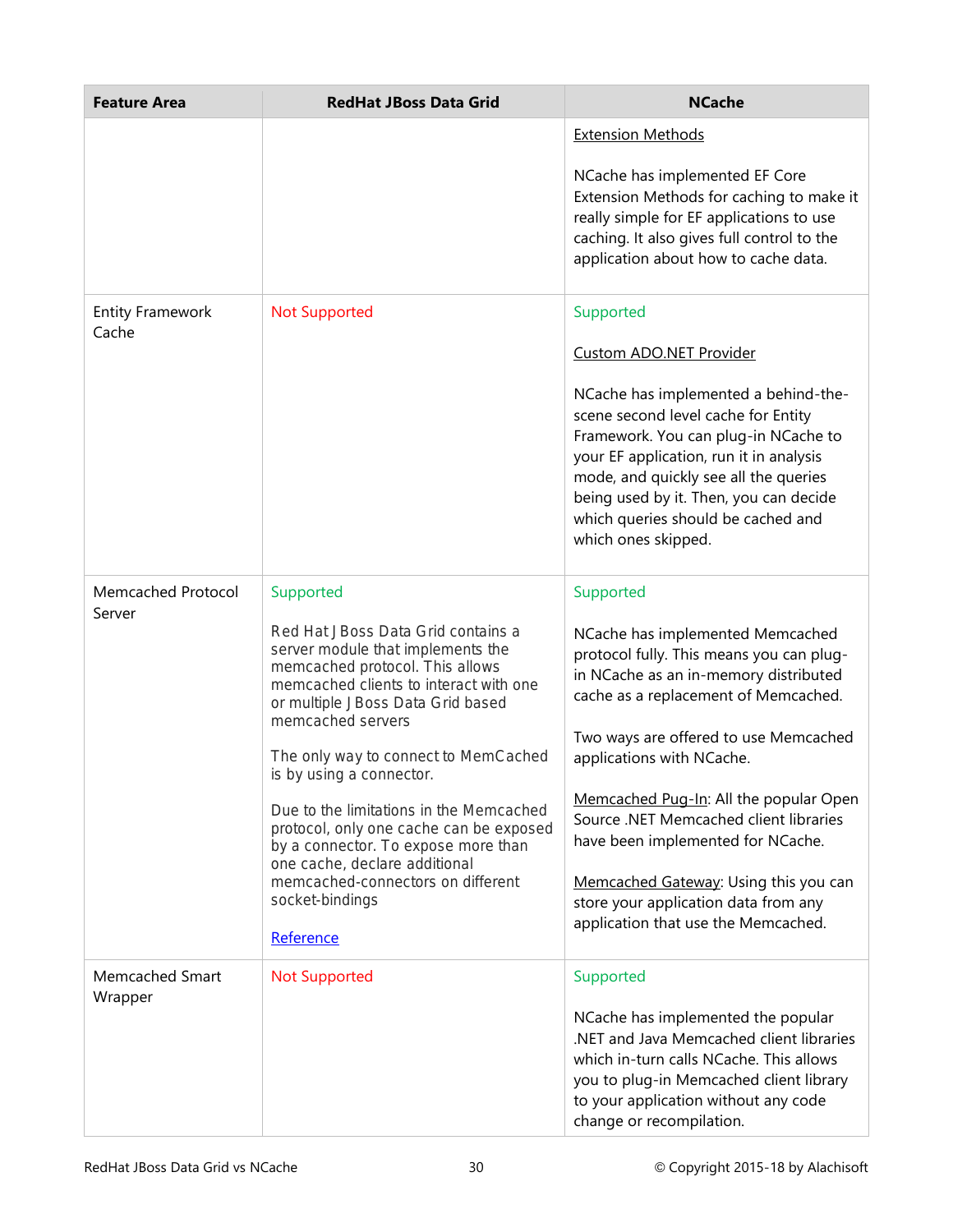| Feature Area | RedHat JBoss Data Grid | NCache |
|---|---|---|
| | | Extension Methods<br><br>NCache has implemented EF Core Extension Methods for caching to make it really simple for EF applications to use caching. It also gives full control to the application about how to cache data. |
| Entity Framework Cache | Not Supported | Supported<br><br>Custom ADO.NET Provider<br><br>NCache has implemented a behind-the-scene second level cache for Entity Framework. You can plug-in NCache to your EF application, run it in analysis mode, and quickly see all the queries being used by it. Then, you can decide which queries should be cached and which ones skipped. |
| Memcached Protocol Server | Supported<br><br>Red Hat JBoss Data Grid contains a server module that implements the memcached protocol. This allows memcached clients to interact with one or multiple JBoss Data Grid based memcached servers<br><br>The only way to connect to MemCached is by using a connector.<br><br>Due to the limitations in the Memcached protocol, only one cache can be exposed by a connector. To expose more than one cache, declare additional memcached-connectors on different socket-bindings<br><br>Reference | Supported<br><br>NCache has implemented Memcached protocol fully. This means you can plug-in NCache as an in-memory distributed cache as a replacement of Memcached.<br><br>Two ways are offered to use Memcached applications with NCache.<br><br>Memcached Pug-In: All the popular Open Source .NET Memcached client libraries have been implemented for NCache.<br><br>Memcached Gateway: Using this you can store your application data from any application that use the Memcached. |
| Memcached Smart Wrapper | Not Supported | Supported<br><br>NCache has implemented the popular .NET and Java Memcached client libraries which in-turn calls NCache. This allows you to plug-in Memcached client library to your application without any code change or recompilation. |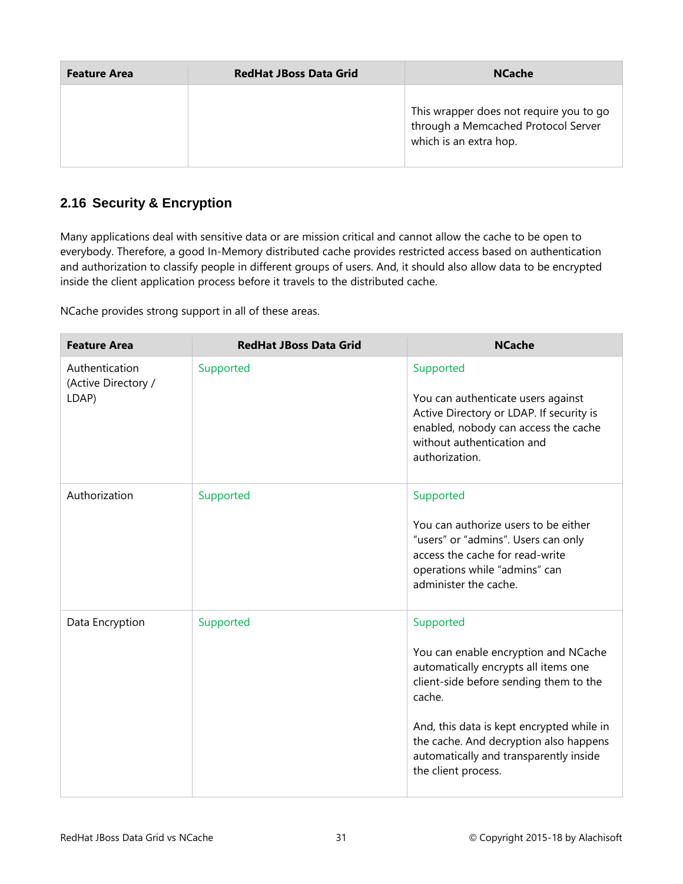| Feature Area | RedHat JBoss Data Grid | NCache |
|---|---|---|
| | | This wrapper does not require you to go through a Memcached Protocol Server which is an extra hop. |

## 2.16 Security & Encryption

Many applications deal with sensitive data or are mission critical and cannot allow the cache to be open to everybody. Therefore, a good In-Memory distributed cache provides restricted access based on authentication and authorization to classify people in different groups of users. And, it should also allow data to be encrypted inside the client application process before it travels to the distributed cache.

NCache provides strong support in all of these areas.

| Feature Area | RedHat JBoss Data Grid | NCache |
|---|---|---|
| Authentication (Active Directory / LDAP) | Supported | Supported<br><br>You can authenticate users against Active Directory or LDAP. If security is enabled, nobody can access the cache without authentication and authorization. |
| Authorization | Supported | Supported<br><br>You can authorize users to be either "users" or "admins". Users can only access the cache for read-write operations while "admins" can administer the cache. |
| Data Encryption | Supported | Supported<br><br>You can enable encryption and NCache automatically encrypts all items one client-side before sending them to the cache.<br><br>And, this data is kept encrypted while in the cache. And decryption also happens automatically and transparently inside the client process. |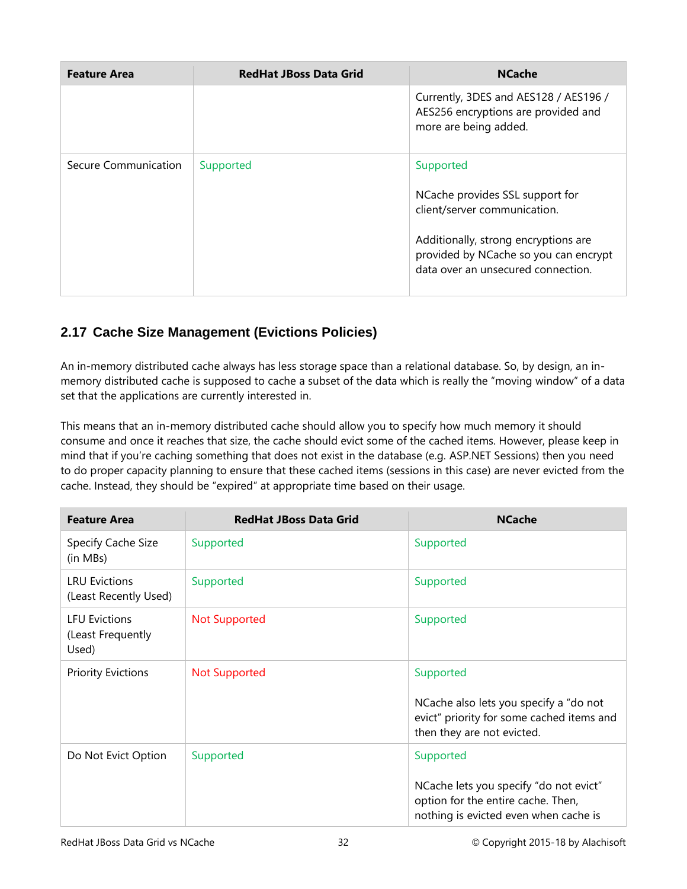| Feature Area | RedHat JBoss Data Grid | NCache |
|---|---|---|
| | | Currently, 3DES and AES128 / AES196 / AES256 encryptions are provided and more are being added. |
| Secure Communication | Supported | Supported<br><br>NCache provides SSL support for client/server communication.<br><br>Additionally, strong encryptions are provided by NCache so you can encrypt data over an unsecured connection. |

## 2.17 Cache Size Management (Evictions Policies)

An in-memory distributed cache always has less storage space than a relational database. So, by design, an in-memory distributed cache is supposed to cache a subset of the data which is really the "moving window" of a data set that the applications are currently interested in.

This means that an in-memory distributed cache should allow you to specify how much memory it should consume and once it reaches that size, the cache should evict some of the cached items. However, please keep in mind that if you're caching something that does not exist in the database (e.g. ASP.NET Sessions) then you need to do proper capacity planning to ensure that these cached items (sessions in this case) are never evicted from the cache. Instead, they should be "expired" at appropriate time based on their usage.

| Feature Area | RedHat JBoss Data Grid | NCache |
|---|---|---|
| Specify Cache Size (in MBs) | Supported | Supported |
| LRU Evictions (Least Recently Used) | Supported | Supported |
| LFU Evictions (Least Frequently Used) | Not Supported | Supported |
| Priority Evictions | Not Supported | Supported<br><br>NCache also lets you specify a "do not evict" priority for some cached items and then they are not evicted. |
| Do Not Evict Option | Supported | Supported<br><br>NCache lets you specify "do not evict" option for the entire cache. Then, nothing is evicted even when cache is |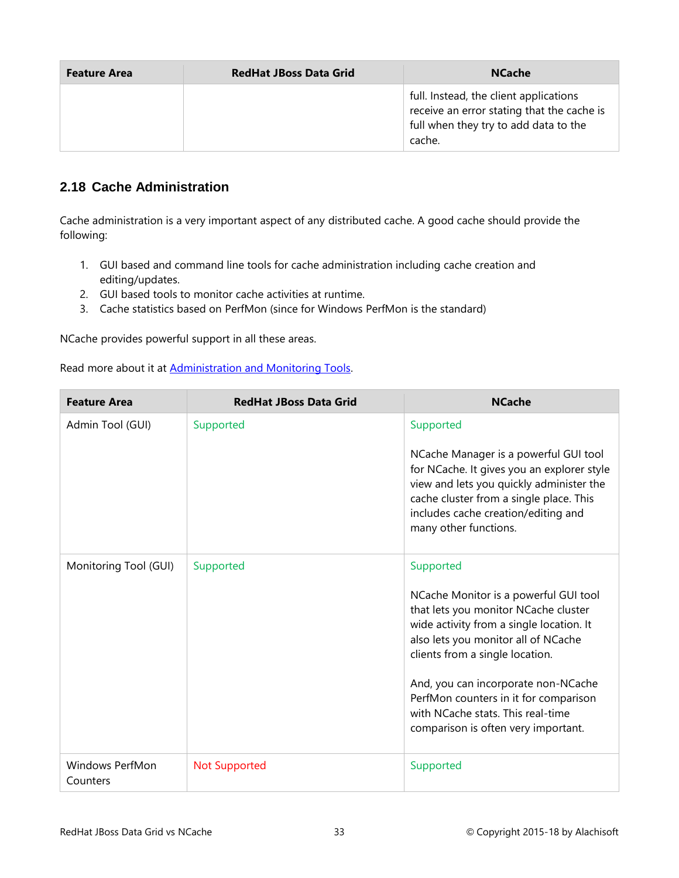| Feature Area | RedHat JBoss Data Grid | NCache |
|---|---|---|
| | | full. Instead, the client applications receive an error stating that the cache is full when they try to add data to the cache. |

## 2.18 Cache Administration

Cache administration is a very important aspect of any distributed cache. A good cache should provide the following:

1. GUI based and command line tools for cache administration including cache creation and editing/updates.
2. GUI based tools to monitor cache activities at runtime.
3. Cache statistics based on PerfMon (since for Windows PerfMon is the standard)

NCache provides powerful support in all these areas.

Read more about it at [Administration and Monitoring Tools](#).

| Feature Area | RedHat JBoss Data Grid | NCache |
|---|---|---|
| Admin Tool (GUI) | Supported | Supported<br><br>NCache Manager is a powerful GUI tool for NCache. It gives you an explorer style view and lets you quickly administer the cache cluster from a single place. This includes cache creation/editing and many other functions. |
| Monitoring Tool (GUI) | Supported | Supported<br><br>NCache Monitor is a powerful GUI tool that lets you monitor NCache cluster wide activity from a single location. It also lets you monitor all of NCache clients from a single location.<br><br>And, you can incorporate non-NCache PerfMon counters in it for comparison with NCache stats. This real-time comparison is often very important. |
| Windows PerfMon Counters | Not Supported | Supported |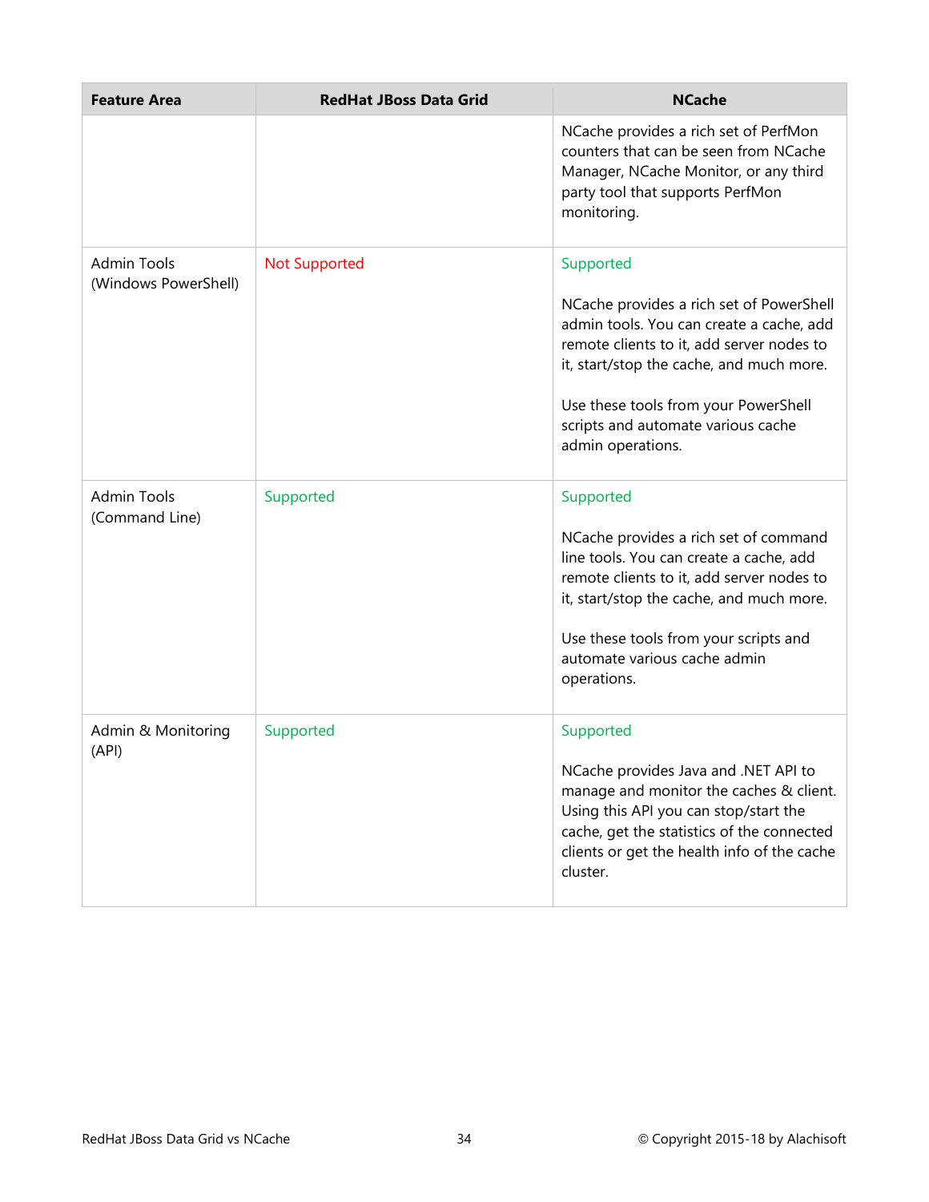| Feature Area | RedHat JBoss Data Grid | NCache |
| --- | --- | --- |
| | | NCache provides a rich set of PerfMon counters that can be seen from NCache Manager, NCache Monitor, or any third party tool that supports PerfMon monitoring. |
| Admin Tools (Windows PowerShell) | Not Supported | Supported<br><br>NCache provides a rich set of PowerShell admin tools. You can create a cache, add remote clients to it, add server nodes to it, start/stop the cache, and much more.<br><br>Use these tools from your PowerShell scripts and automate various cache admin operations. |
| Admin Tools (Command Line) | Supported | Supported<br><br>NCache provides a rich set of command line tools. You can create a cache, add remote clients to it, add server nodes to it, start/stop the cache, and much more.<br><br>Use these tools from your scripts and automate various cache admin operations. |
| Admin & Monitoring (API) | Supported | Supported<br><br>NCache provides Java and .NET API to manage and monitor the caches & client. Using this API you can stop/start the cache, get the statistics of the connected clients or get the health info of the cache cluster. |